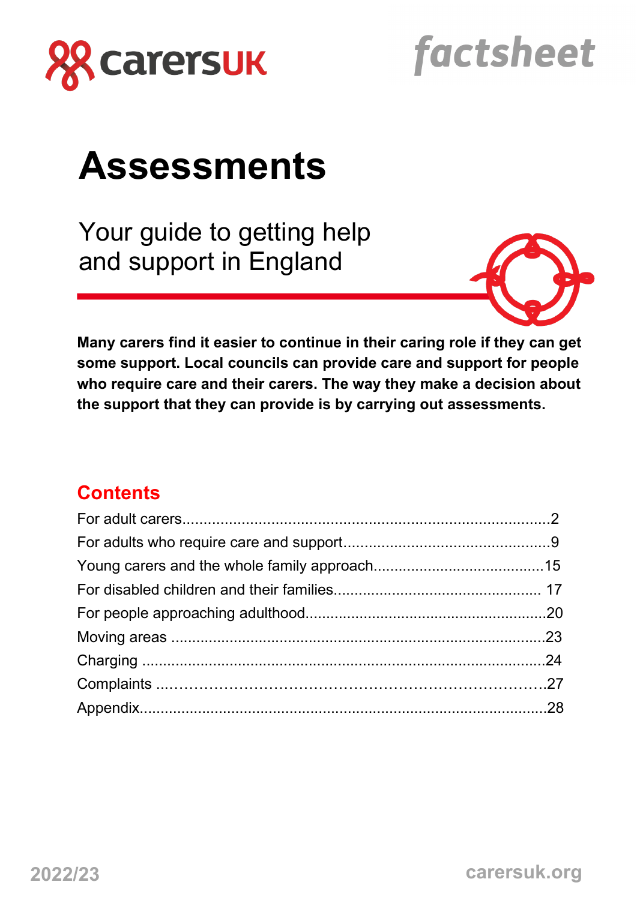carersUK

factsheet

# Assessments

## Your guide to getting help and support in England

**Many carers find it easier to continue in their caring role if they can get some support. Local councils can provide care and support for people who require care and their carers. The way they make a decision about the support that they can provide is by carrying out assessments.**

## Contents

For adult carers........................................................................2
For adults who require care and support.................................................9
Young carers and the whole family approach.........................................15
For disabled children and their families................................................ 17
For people approaching adulthood.........................................................20
Moving areas ..........................................................................................23
Charging ..................................................................................................24
Complaints ...……………………………………………………………….27
Appendix...................................................................................................28

2022/23

carersuk.org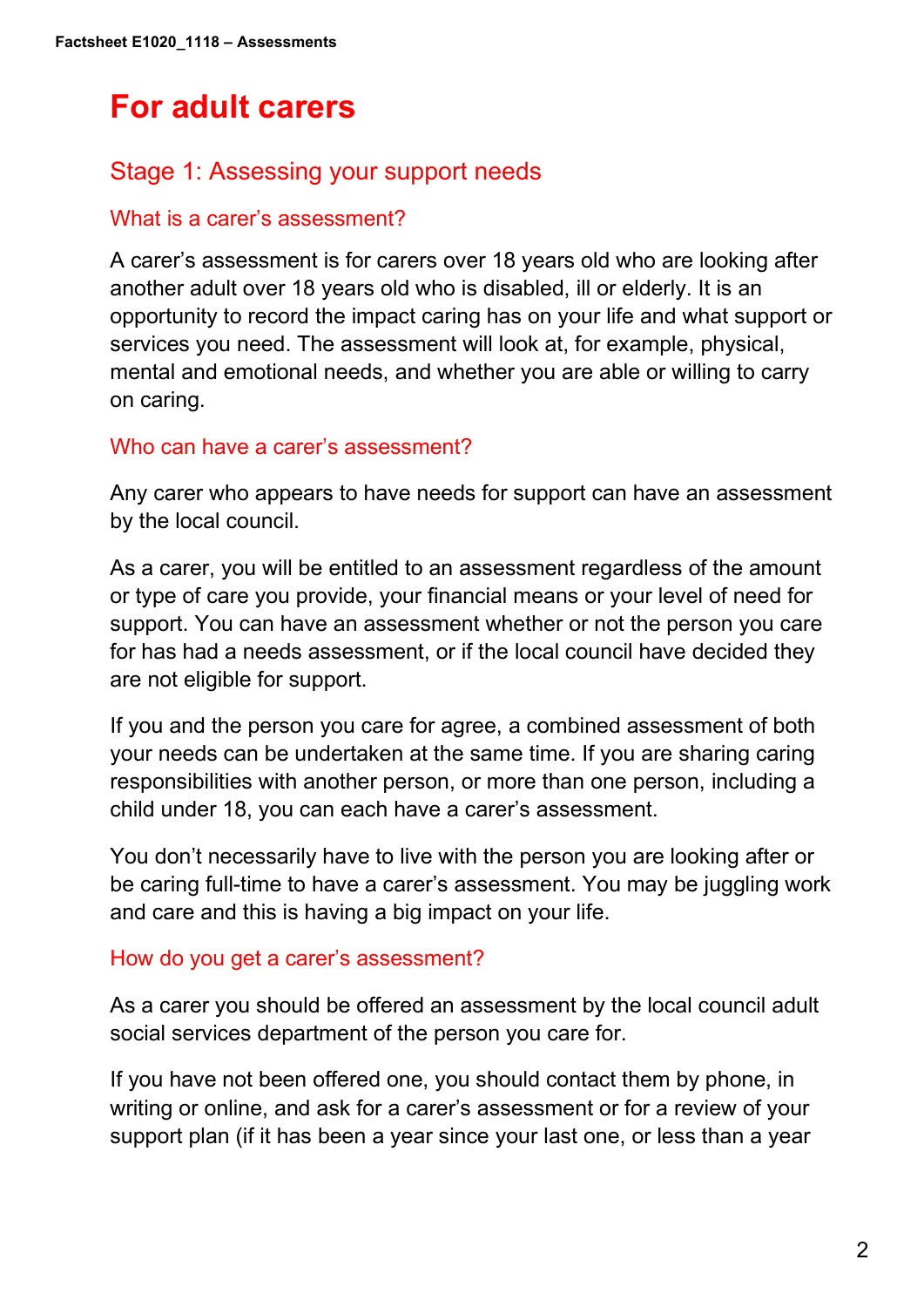# For adult carers

## Stage 1: Assessing your support needs

### What is a carer's assessment?

A carer's assessment is for carers over 18 years old who are looking after another adult over 18 years old who is disabled, ill or elderly. It is an opportunity to record the impact caring has on your life and what support or services you need. The assessment will look at, for example, physical, mental and emotional needs, and whether you are able or willing to carry on caring.

### Who can have a carer's assessment?

Any carer who appears to have needs for support can have an assessment by the local council.

As a carer, you will be entitled to an assessment regardless of the amount or type of care you provide, your financial means or your level of need for support. You can have an assessment whether or not the person you care for has had a needs assessment, or if the local council have decided they are not eligible for support.

If you and the person you care for agree, a combined assessment of both your needs can be undertaken at the same time. If you are sharing caring responsibilities with another person, or more than one person, including a child under 18, you can each have a carer's assessment.

You don't necessarily have to live with the person you are looking after or be caring full-time to have a carer's assessment. You may be juggling work and care and this is having a big impact on your life.

### How do you get a carer's assessment?

As a carer you should be offered an assessment by the local council adult social services department of the person you care for.

If you have not been offered one, you should contact them by phone, in writing or online, and ask for a carer's assessment or for a review of your support plan (if it has been a year since your last one, or less than a year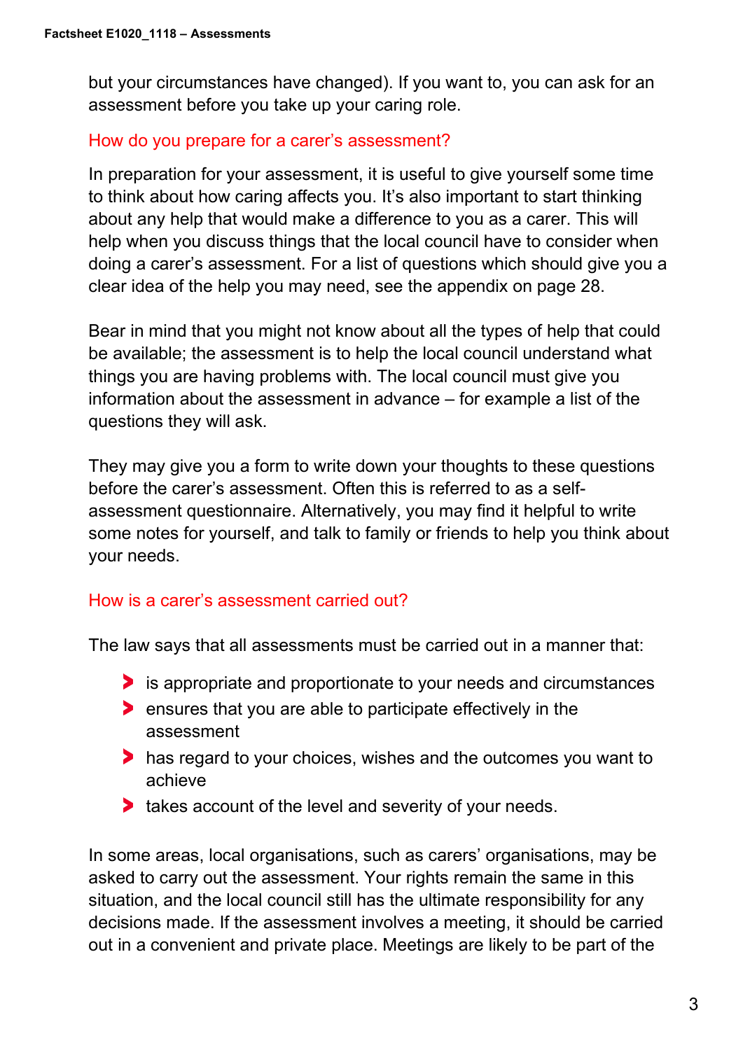but your circumstances have changed). If you want to, you can ask for an assessment before you take up your caring role.

## How do you prepare for a carer's assessment?

In preparation for your assessment, it is useful to give yourself some time to think about how caring affects you. It's also important to start thinking about any help that would make a difference to you as a carer. This will help when you discuss things that the local council have to consider when doing a carer's assessment. For a list of questions which should give you a clear idea of the help you may need, see the appendix on page 28.

Bear in mind that you might not know about all the types of help that could be available; the assessment is to help the local council understand what things you are having problems with. The local council must give you information about the assessment in advance – for example a list of the questions they will ask.

They may give you a form to write down your thoughts to these questions before the carer's assessment. Often this is referred to as a self-assessment questionnaire. Alternatively, you may find it helpful to write some notes for yourself, and talk to family or friends to help you think about your needs.

## How is a carer's assessment carried out?

The law says that all assessments must be carried out in a manner that:

- is appropriate and proportionate to your needs and circumstances
- ensures that you are able to participate effectively in the assessment
- has regard to your choices, wishes and the outcomes you want to achieve
- takes account of the level and severity of your needs.

In some areas, local organisations, such as carers' organisations, may be asked to carry out the assessment. Your rights remain the same in this situation, and the local council still has the ultimate responsibility for any decisions made. If the assessment involves a meeting, it should be carried out in a convenient and private place. Meetings are likely to be part of the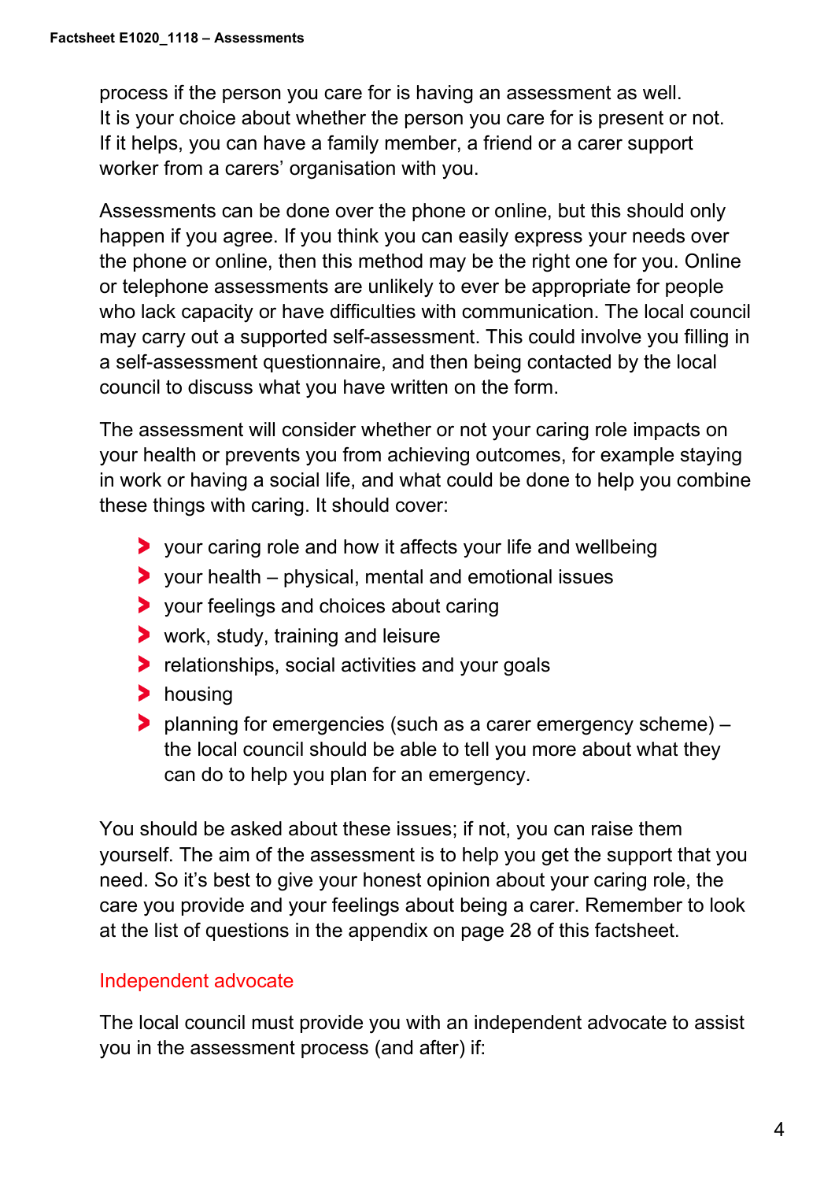process if the person you care for is having an assessment as well. It is your choice about whether the person you care for is present or not. If it helps, you can have a family member, a friend or a carer support worker from a carers' organisation with you.

Assessments can be done over the phone or online, but this should only happen if you agree. If you think you can easily express your needs over the phone or online, then this method may be the right one for you. Online or telephone assessments are unlikely to ever be appropriate for people who lack capacity or have difficulties with communication. The local council may carry out a supported self-assessment. This could involve you filling in a self-assessment questionnaire, and then being contacted by the local council to discuss what you have written on the form.

The assessment will consider whether or not your caring role impacts on your health or prevents you from achieving outcomes, for example staying in work or having a social life, and what could be done to help you combine these things with caring. It should cover:

- your caring role and how it affects your life and wellbeing
- your health – physical, mental and emotional issues
- your feelings and choices about caring
- work, study, training and leisure
- relationships, social activities and your goals
- housing
- planning for emergencies (such as a carer emergency scheme) – the local council should be able to tell you more about what they can do to help you plan for an emergency.

You should be asked about these issues; if not, you can raise them yourself. The aim of the assessment is to help you get the support that you need. So it's best to give your honest opinion about your caring role, the care you provide and your feelings about being a carer. Remember to look at the list of questions in the appendix on page 28 of this factsheet.

### Independent advocate

The local council must provide you with an independent advocate to assist you in the assessment process (and after) if: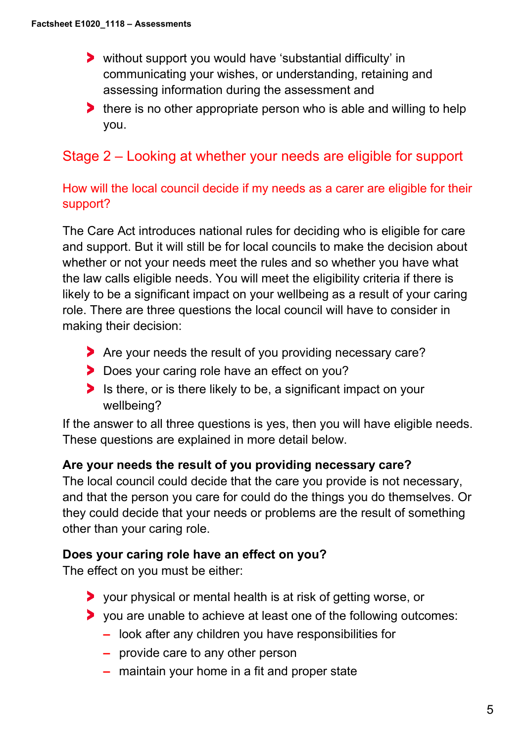- without support you would have ‘substantial difficulty’ in communicating your wishes, or understanding, retaining and assessing information during the assessment and
- there is no other appropriate person who is able and willing to help you.

## Stage 2 – Looking at whether your needs are eligible for support

### How will the local council decide if my needs as a carer are eligible for their support?

The Care Act introduces national rules for deciding who is eligible for care and support. But it will still be for local councils to make the decision about whether or not your needs meet the rules and so whether you have what the law calls eligible needs. You will meet the eligibility criteria if there is likely to be a significant impact on your wellbeing as a result of your caring role. There are three questions the local council will have to consider in making their decision:

- Are your needs the result of you providing necessary care?
- Does your caring role have an effect on you?
- Is there, or is there likely to be, a significant impact on your wellbeing?

If the answer to all three questions is yes, then you will have eligible needs. These questions are explained in more detail below.

**Are your needs the result of you providing necessary care?**
The local council could decide that the care you provide is not necessary, and that the person you care for could do the things you do themselves. Or they could decide that your needs or problems are the result of something other than your caring role.

**Does your caring role have an effect on you?**
The effect on you must be either:

- your physical or mental health is at risk of getting worse, or
- you are unable to achieve at least one of the following outcomes:
  - look after any children you have responsibilities for
  - provide care to any other person
  - maintain your home in a fit and proper state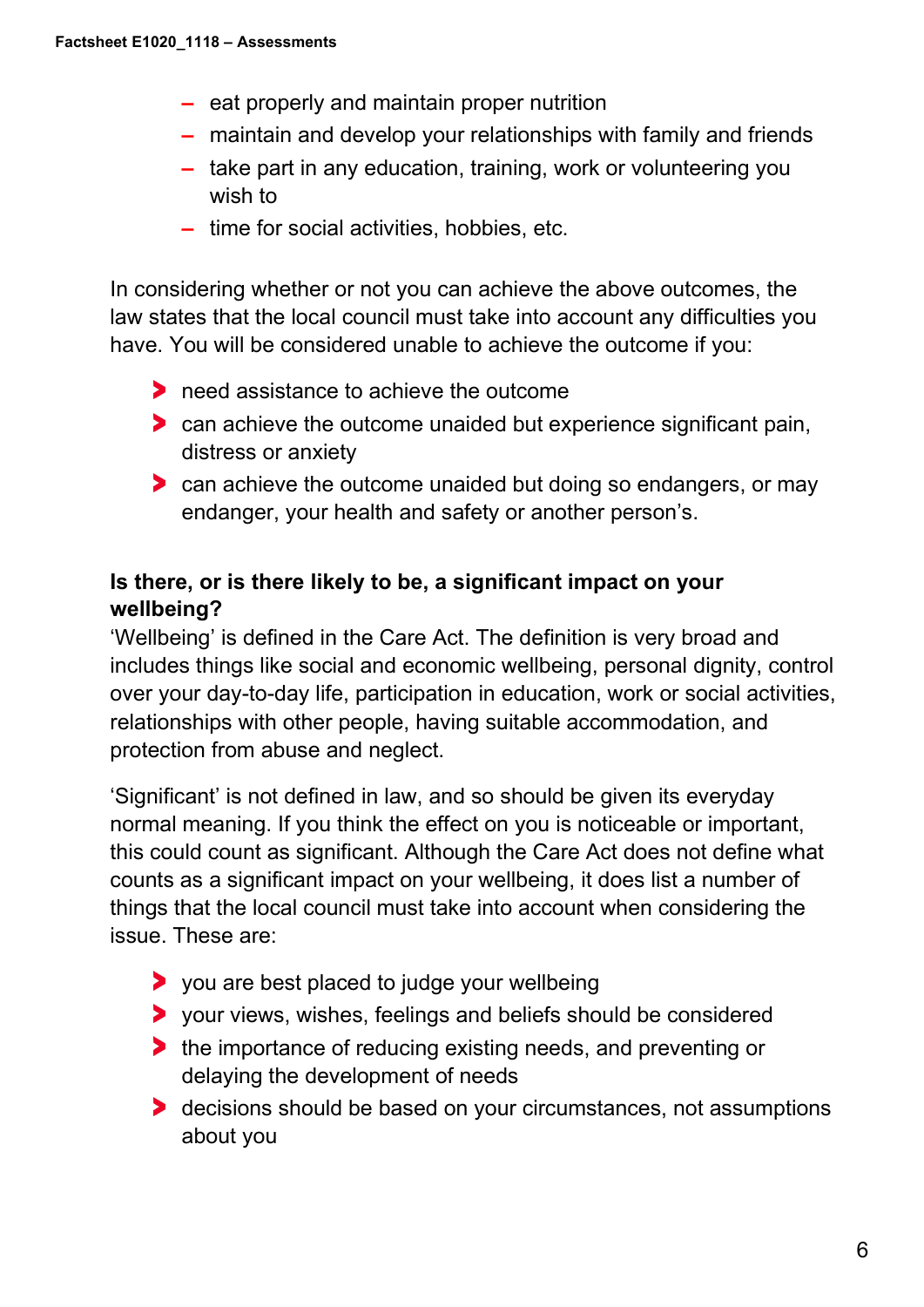- eat properly and maintain proper nutrition
- maintain and develop your relationships with family and friends
- take part in any education, training, work or volunteering you wish to
- time for social activities, hobbies, etc.

In considering whether or not you can achieve the above outcomes, the law states that the local council must take into account any difficulties you have. You will be considered unable to achieve the outcome if you:

- need assistance to achieve the outcome
- can achieve the outcome unaided but experience significant pain, distress or anxiety
- can achieve the outcome unaided but doing so endangers, or may endanger, your health and safety or another person's.

**Is there, or is there likely to be, a significant impact on your wellbeing?**

'Wellbeing' is defined in the Care Act. The definition is very broad and includes things like social and economic wellbeing, personal dignity, control over your day-to-day life, participation in education, work or social activities, relationships with other people, having suitable accommodation, and protection from abuse and neglect.

'Significant' is not defined in law, and so should be given its everyday normal meaning. If you think the effect on you is noticeable or important, this could count as significant. Although the Care Act does not define what counts as a significant impact on your wellbeing, it does list a number of things that the local council must take into account when considering the issue. These are:

- you are best placed to judge your wellbeing
- your views, wishes, feelings and beliefs should be considered
- the importance of reducing existing needs, and preventing or delaying the development of needs
- decisions should be based on your circumstances, not assumptions about you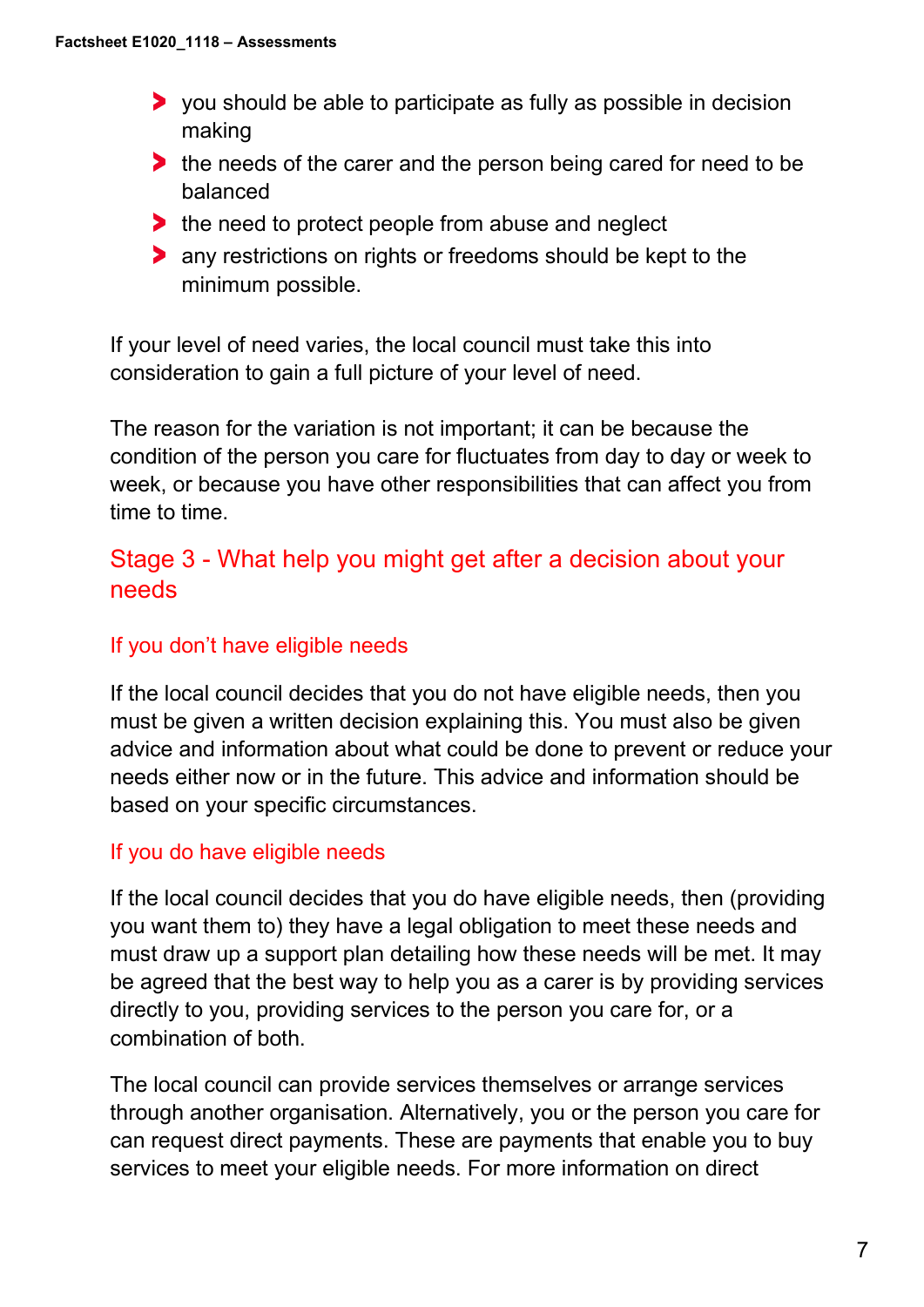- you should be able to participate as fully as possible in decision making
- the needs of the carer and the person being cared for need to be balanced
- the need to protect people from abuse and neglect
- any restrictions on rights or freedoms should be kept to the minimum possible.

If your level of need varies, the local council must take this into consideration to gain a full picture of your level of need.

The reason for the variation is not important; it can be because the condition of the person you care for fluctuates from day to day or week to week, or because you have other responsibilities that can affect you from time to time.

## Stage 3 - What help you might get after a decision about your needs

### If you don't have eligible needs

If the local council decides that you do not have eligible needs, then you must be given a written decision explaining this. You must also be given advice and information about what could be done to prevent or reduce your needs either now or in the future. This advice and information should be based on your specific circumstances.

### If you do have eligible needs

If the local council decides that you do have eligible needs, then (providing you want them to) they have a legal obligation to meet these needs and must draw up a support plan detailing how these needs will be met. It may be agreed that the best way to help you as a carer is by providing services directly to you, providing services to the person you care for, or a combination of both.

The local council can provide services themselves or arrange services through another organisation. Alternatively, you or the person you care for can request direct payments. These are payments that enable you to buy services to meet your eligible needs. For more information on direct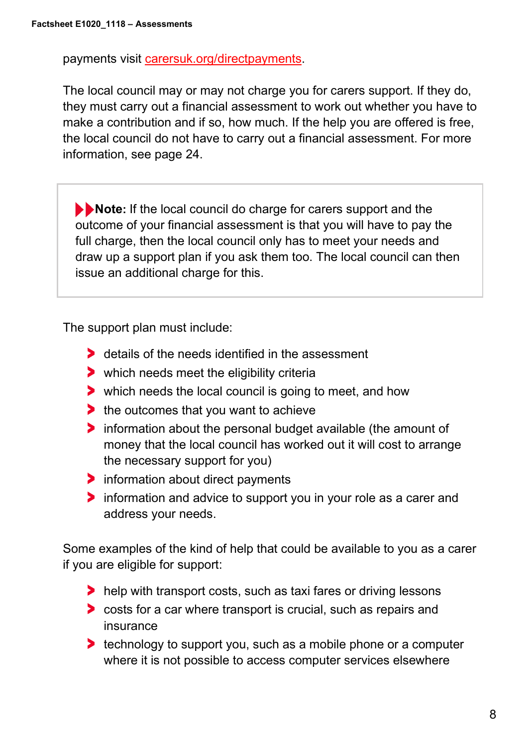payments visit [carersuk.org/directpayments](https://carersuk.org/directpayments).

The local council may or may not charge you for carers support. If they do, they must carry out a financial assessment to work out whether you have to make a contribution and if so, how much. If the help you are offered is free, the local council do not have to carry out a financial assessment. For more information, see page 24.

> **Note:** If the local council do charge for carers support and the outcome of your financial assessment is that you will have to pay the full charge, then the local council only has to meet your needs and draw up a support plan if you ask them too. The local council can then issue an additional charge for this.

The support plan must include:

- details of the needs identified in the assessment
- which needs meet the eligibility criteria
- which needs the local council is going to meet, and how
- the outcomes that you want to achieve
- information about the personal budget available (the amount of money that the local council has worked out it will cost to arrange the necessary support for you)
- information about direct payments
- information and advice to support you in your role as a carer and address your needs.

Some examples of the kind of help that could be available to you as a carer if you are eligible for support:

- help with transport costs, such as taxi fares or driving lessons
- costs for a car where transport is crucial, such as repairs and insurance
- technology to support you, such as a mobile phone or a computer where it is not possible to access computer services elsewhere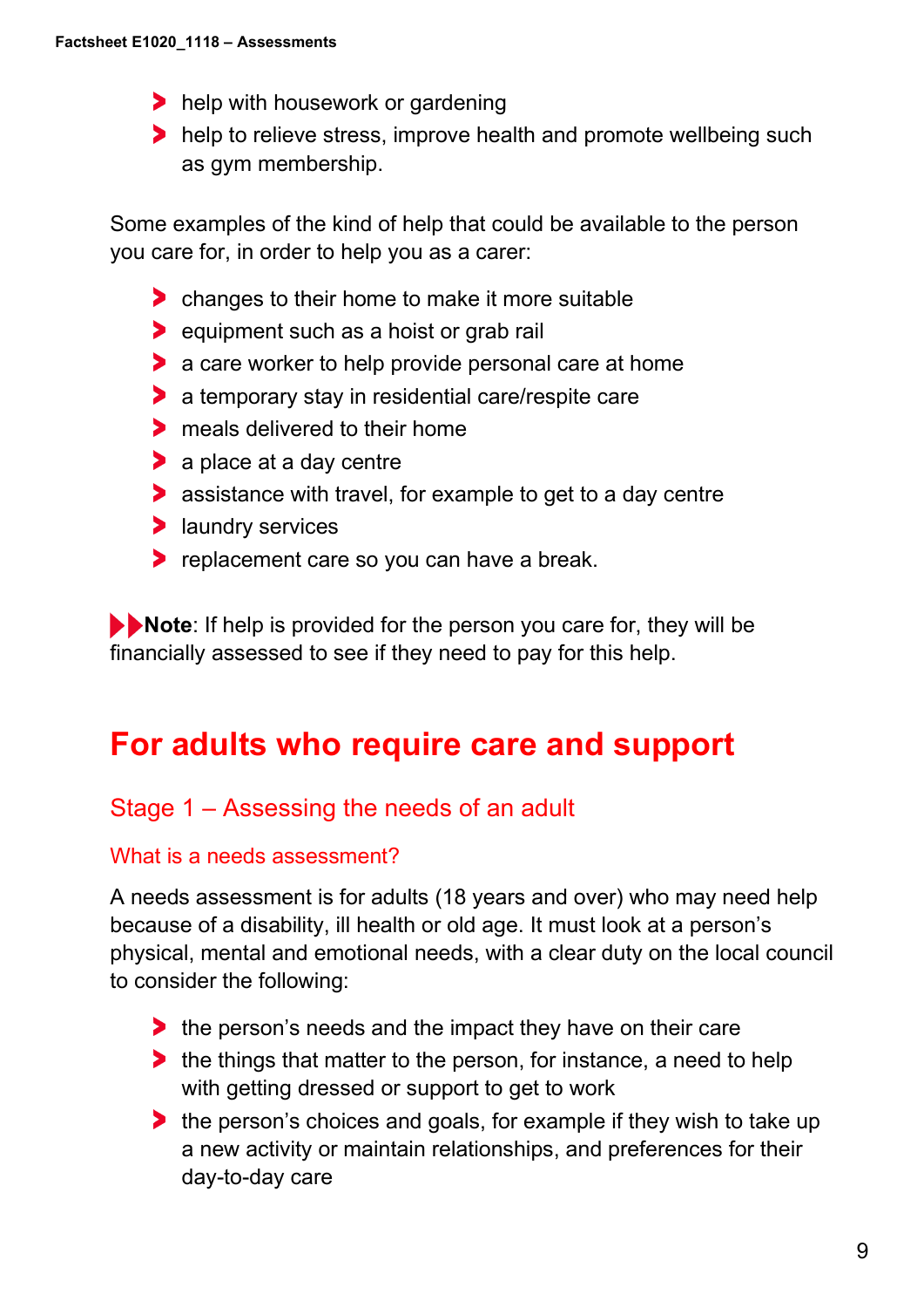- help with housework or gardening
- help to relieve stress, improve health and promote wellbeing such as gym membership.

Some examples of the kind of help that could be available to the person you care for, in order to help you as a carer:

- changes to their home to make it more suitable
- equipment such as a hoist or grab rail
- a care worker to help provide personal care at home
- a temporary stay in residential care/respite care
- meals delivered to their home
- a place at a day centre
- assistance with travel, for example to get to a day centre
- laundry services
- replacement care so you can have a break.

**Note**: If help is provided for the person you care for, they will be financially assessed to see if they need to pay for this help.

# For adults who require care and support

## Stage 1 – Assessing the needs of an adult

### What is a needs assessment?

A needs assessment is for adults (18 years and over) who may need help because of a disability, ill health or old age. It must look at a person's physical, mental and emotional needs, with a clear duty on the local council to consider the following:

- the person's needs and the impact they have on their care
- the things that matter to the person, for instance, a need to help with getting dressed or support to get to work
- the person's choices and goals, for example if they wish to take up a new activity or maintain relationships, and preferences for their day-to-day care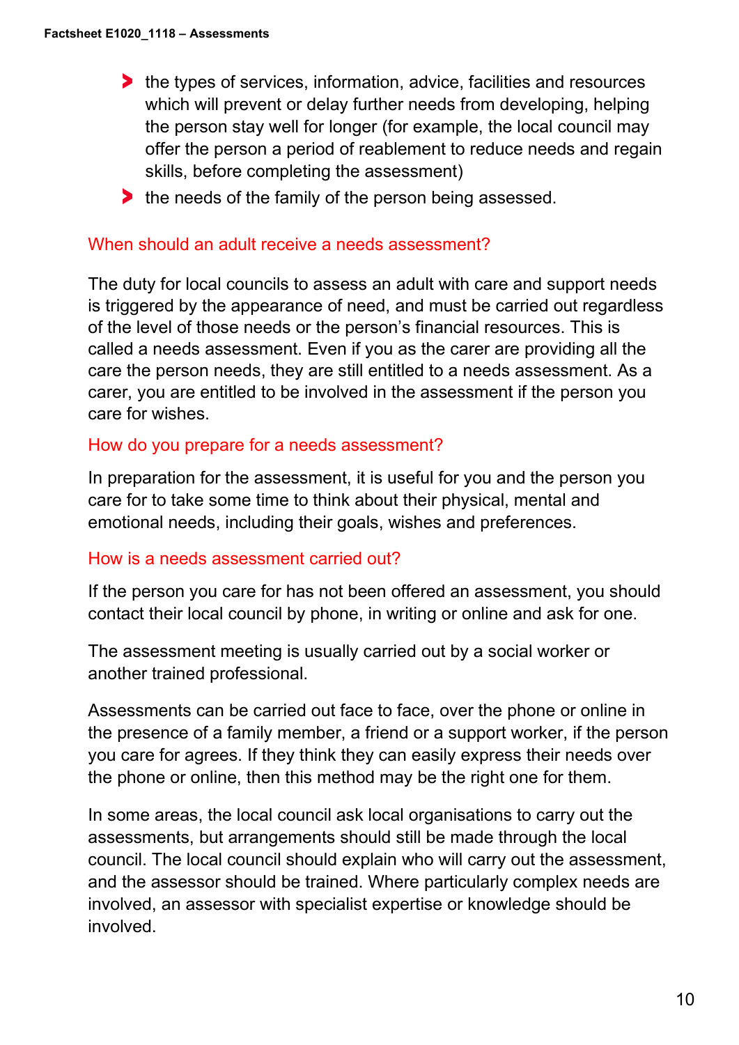- the types of services, information, advice, facilities and resources which will prevent or delay further needs from developing, helping the person stay well for longer (for example, the local council may offer the person a period of reablement to reduce needs and regain skills, before completing the assessment)
- the needs of the family of the person being assessed.

### When should an adult receive a needs assessment?

The duty for local councils to assess an adult with care and support needs is triggered by the appearance of need, and must be carried out regardless of the level of those needs or the person's financial resources. This is called a needs assessment. Even if you as the carer are providing all the care the person needs, they are still entitled to a needs assessment. As a carer, you are entitled to be involved in the assessment if the person you care for wishes.

### How do you prepare for a needs assessment?

In preparation for the assessment, it is useful for you and the person you care for to take some time to think about their physical, mental and emotional needs, including their goals, wishes and preferences.

### How is a needs assessment carried out?

If the person you care for has not been offered an assessment, you should contact their local council by phone, in writing or online and ask for one.

The assessment meeting is usually carried out by a social worker or another trained professional.

Assessments can be carried out face to face, over the phone or online in the presence of a family member, a friend or a support worker, if the person you care for agrees. If they think they can easily express their needs over the phone or online, then this method may be the right one for them.

In some areas, the local council ask local organisations to carry out the assessments, but arrangements should still be made through the local council. The local council should explain who will carry out the assessment, and the assessor should be trained. Where particularly complex needs are involved, an assessor with specialist expertise or knowledge should be involved.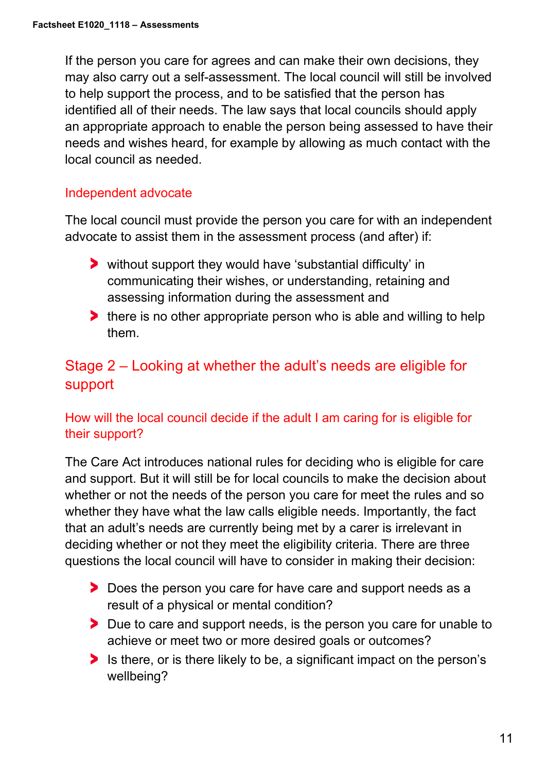If the person you care for agrees and can make their own decisions, they may also carry out a self-assessment. The local council will still be involved to help support the process, and to be satisfied that the person has identified all of their needs. The law says that local councils should apply an appropriate approach to enable the person being assessed to have their needs and wishes heard, for example by allowing as much contact with the local council as needed.

### Independent advocate

The local council must provide the person you care for with an independent advocate to assist them in the assessment process (and after) if:

- without support they would have 'substantial difficulty' in communicating their wishes, or understanding, retaining and assessing information during the assessment and
- there is no other appropriate person who is able and willing to help them.

## Stage 2 – Looking at whether the adult's needs are eligible for support

### How will the local council decide if the adult I am caring for is eligible for their support?

The Care Act introduces national rules for deciding who is eligible for care and support. But it will still be for local councils to make the decision about whether or not the needs of the person you care for meet the rules and so whether they have what the law calls eligible needs. Importantly, the fact that an adult's needs are currently being met by a carer is irrelevant in deciding whether or not they meet the eligibility criteria. There are three questions the local council will have to consider in making their decision:

- Does the person you care for have care and support needs as a result of a physical or mental condition?
- Due to care and support needs, is the person you care for unable to achieve or meet two or more desired goals or outcomes?
- Is there, or is there likely to be, a significant impact on the person's wellbeing?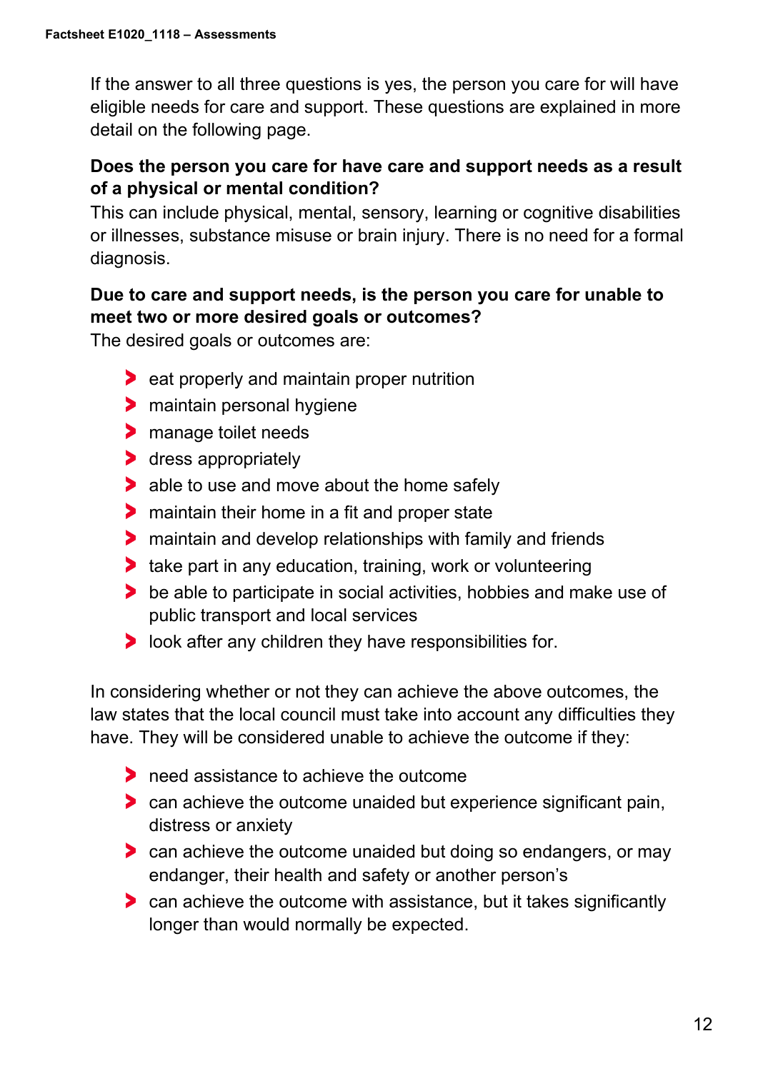If the answer to all three questions is yes, the person you care for will have eligible needs for care and support. These questions are explained in more detail on the following page.

**Does the person you care for have care and support needs as a result of a physical or mental condition?**

This can include physical, mental, sensory, learning or cognitive disabilities or illnesses, substance misuse or brain injury. There is no need for a formal diagnosis.

**Due to care and support needs, is the person you care for unable to meet two or more desired goals or outcomes?**

The desired goals or outcomes are:

- eat properly and maintain proper nutrition
- maintain personal hygiene
- manage toilet needs
- dress appropriately
- able to use and move about the home safely
- maintain their home in a fit and proper state
- maintain and develop relationships with family and friends
- take part in any education, training, work or volunteering
- be able to participate in social activities, hobbies and make use of public transport and local services
- look after any children they have responsibilities for.

In considering whether or not they can achieve the above outcomes, the law states that the local council must take into account any difficulties they have. They will be considered unable to achieve the outcome if they:

- need assistance to achieve the outcome
- can achieve the outcome unaided but experience significant pain, distress or anxiety
- can achieve the outcome unaided but doing so endangers, or may endanger, their health and safety or another person's
- can achieve the outcome with assistance, but it takes significantly longer than would normally be expected.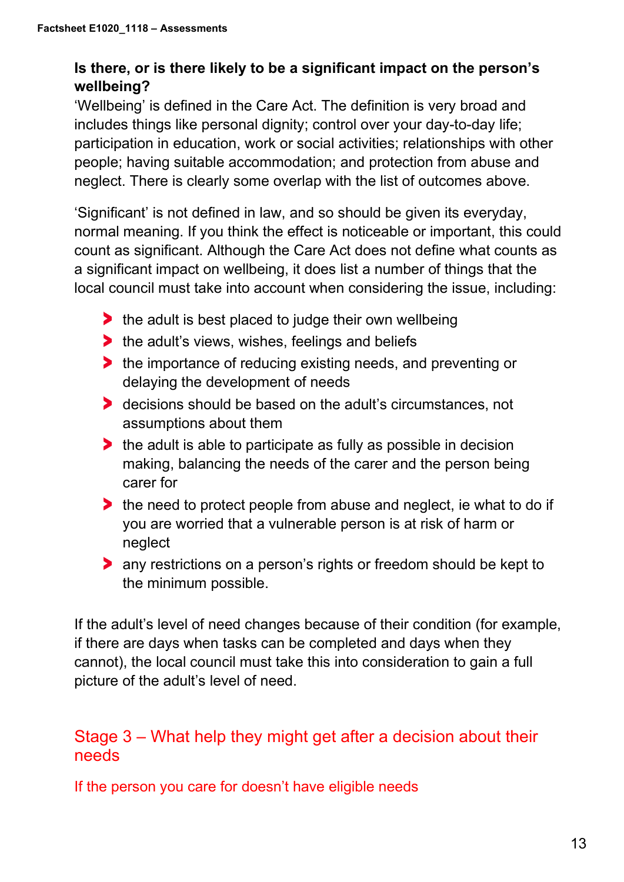**Is there, or is there likely to be a significant impact on the person's wellbeing?**

'Wellbeing' is defined in the Care Act. The definition is very broad and includes things like personal dignity; control over your day-to-day life; participation in education, work or social activities; relationships with other people; having suitable accommodation; and protection from abuse and neglect. There is clearly some overlap with the list of outcomes above.

'Significant' is not defined in law, and so should be given its everyday, normal meaning. If you think the effect is noticeable or important, this could count as significant. Although the Care Act does not define what counts as a significant impact on wellbeing, it does list a number of things that the local council must take into account when considering the issue, including:

- the adult is best placed to judge their own wellbeing
- the adult's views, wishes, feelings and beliefs
- the importance of reducing existing needs, and preventing or delaying the development of needs
- decisions should be based on the adult's circumstances, not assumptions about them
- the adult is able to participate as fully as possible in decision making, balancing the needs of the carer and the person being carer for
- the need to protect people from abuse and neglect, ie what to do if you are worried that a vulnerable person is at risk of harm or neglect
- any restrictions on a person's rights or freedom should be kept to the minimum possible.

If the adult's level of need changes because of their condition (for example, if there are days when tasks can be completed and days when they cannot), the local council must take this into consideration to gain a full picture of the adult's level of need.

## Stage 3 – What help they might get after a decision about their needs

### If the person you care for doesn't have eligible needs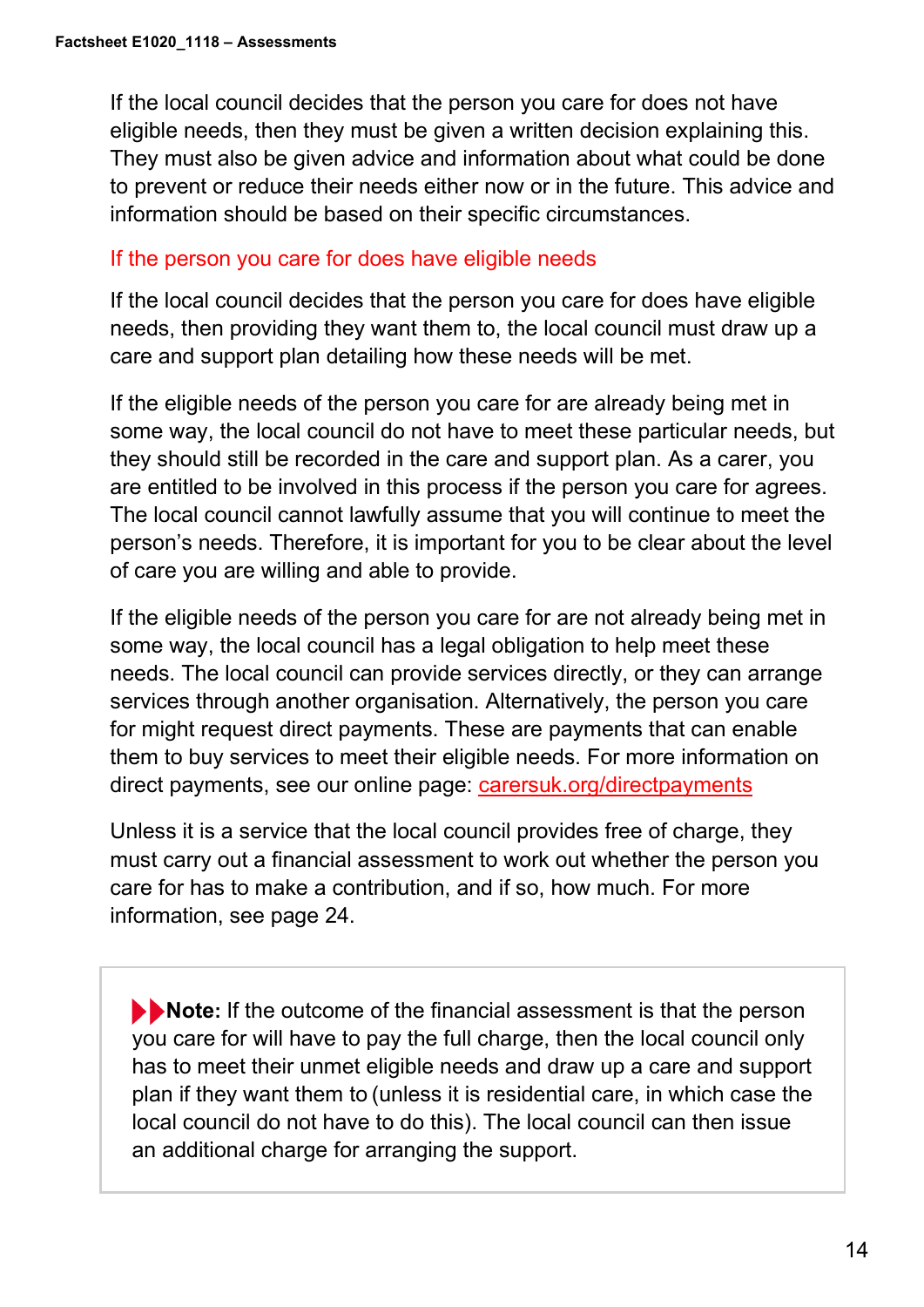If the local council decides that the person you care for does not have eligible needs, then they must be given a written decision explaining this. They must also be given advice and information about what could be done to prevent or reduce their needs either now or in the future. This advice and information should be based on their specific circumstances.

### If the person you care for does have eligible needs

If the local council decides that the person you care for does have eligible needs, then providing they want them to, the local council must draw up a care and support plan detailing how these needs will be met.

If the eligible needs of the person you care for are already being met in some way, the local council do not have to meet these particular needs, but they should still be recorded in the care and support plan. As a carer, you are entitled to be involved in this process if the person you care for agrees. The local council cannot lawfully assume that you will continue to meet the person's needs. Therefore, it is important for you to be clear about the level of care you are willing and able to provide.

If the eligible needs of the person you care for are not already being met in some way, the local council has a legal obligation to help meet these needs. The local council can provide services directly, or they can arrange services through another organisation. Alternatively, the person you care for might request direct payments. These are payments that can enable them to buy services to meet their eligible needs. For more information on direct payments, see our online page: carersuk.org/directpayments

Unless it is a service that the local council provides free of charge, they must carry out a financial assessment to work out whether the person you care for has to make a contribution, and if so, how much. For more information, see page 24.

> **Note:** If the outcome of the financial assessment is that the person you care for will have to pay the full charge, then the local council only has to meet their unmet eligible needs and draw up a care and support plan if they want them to (unless it is residential care, in which case the local council do not have to do this). The local council can then issue an additional charge for arranging the support.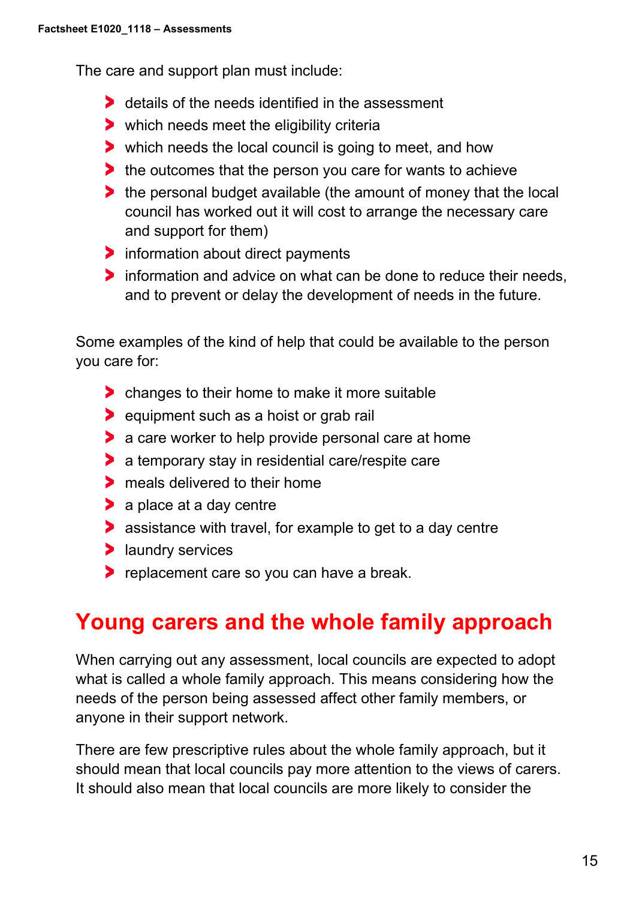The care and support plan must include:

- details of the needs identified in the assessment
- which needs meet the eligibility criteria
- which needs the local council is going to meet, and how
- the outcomes that the person you care for wants to achieve
- the personal budget available (the amount of money that the local council has worked out it will cost to arrange the necessary care and support for them)
- information about direct payments
- information and advice on what can be done to reduce their needs, and to prevent or delay the development of needs in the future.

Some examples of the kind of help that could be available to the person you care for:

- changes to their home to make it more suitable
- equipment such as a hoist or grab rail
- a care worker to help provide personal care at home
- a temporary stay in residential care/respite care
- meals delivered to their home
- a place at a day centre
- assistance with travel, for example to get to a day centre
- laundry services
- replacement care so you can have a break.

## Young carers and the whole family approach

When carrying out any assessment, local councils are expected to adopt what is called a whole family approach. This means considering how the needs of the person being assessed affect other family members, or anyone in their support network.

There are few prescriptive rules about the whole family approach, but it should mean that local councils pay more attention to the views of carers. It should also mean that local councils are more likely to consider the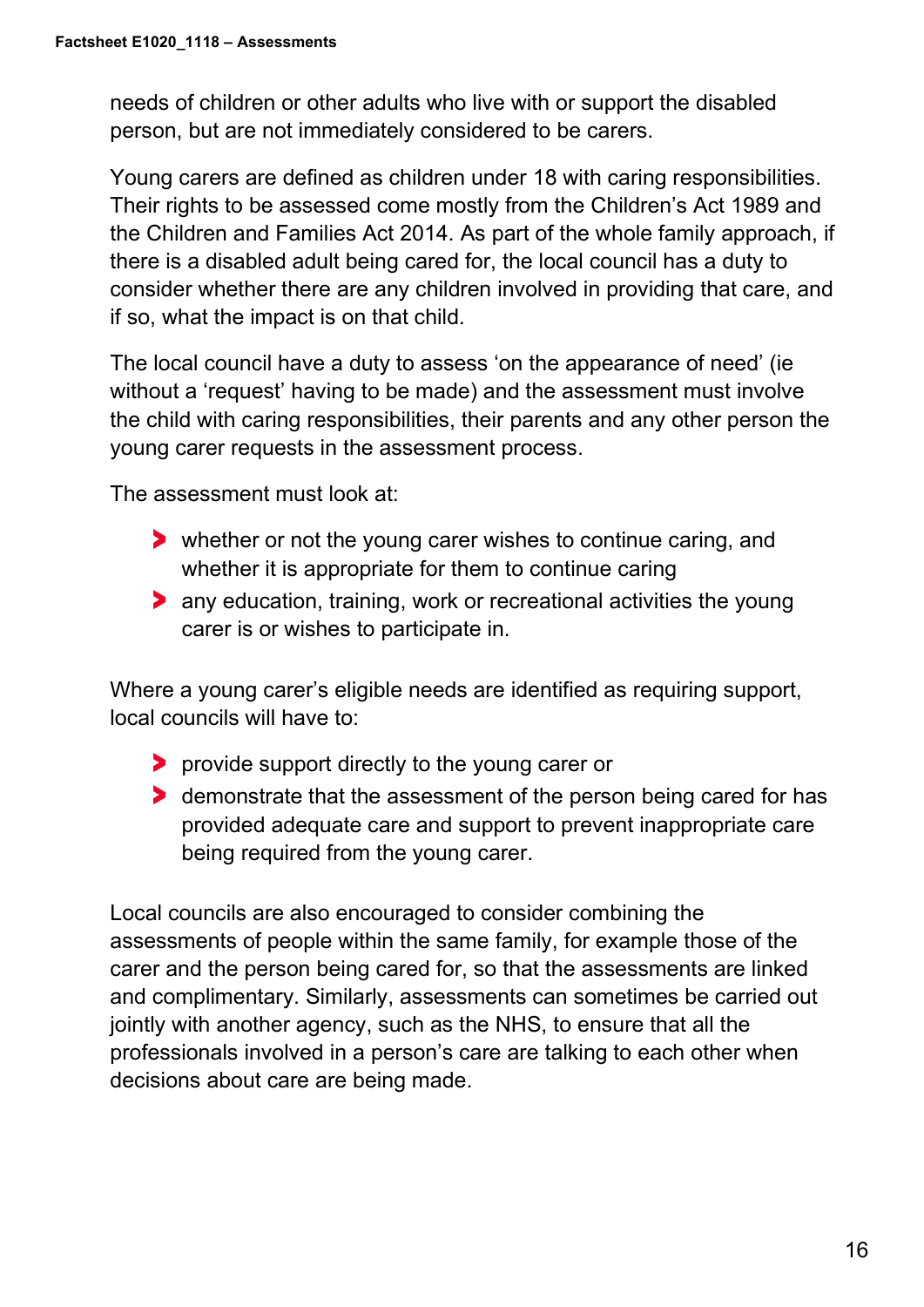needs of children or other adults who live with or support the disabled person, but are not immediately considered to be carers.

Young carers are defined as children under 18 with caring responsibilities. Their rights to be assessed come mostly from the Children's Act 1989 and the Children and Families Act 2014. As part of the whole family approach, if there is a disabled adult being cared for, the local council has a duty to consider whether there are any children involved in providing that care, and if so, what the impact is on that child.

The local council have a duty to assess 'on the appearance of need' (ie without a 'request' having to be made) and the assessment must involve the child with caring responsibilities, their parents and any other person the young carer requests in the assessment process.

The assessment must look at:

- whether or not the young carer wishes to continue caring, and whether it is appropriate for them to continue caring
- any education, training, work or recreational activities the young carer is or wishes to participate in.

Where a young carer's eligible needs are identified as requiring support, local councils will have to:

- provide support directly to the young carer or
- demonstrate that the assessment of the person being cared for has provided adequate care and support to prevent inappropriate care being required from the young carer.

Local councils are also encouraged to consider combining the assessments of people within the same family, for example those of the carer and the person being cared for, so that the assessments are linked and complimentary. Similarly, assessments can sometimes be carried out jointly with another agency, such as the NHS, to ensure that all the professionals involved in a person's care are talking to each other when decisions about care are being made.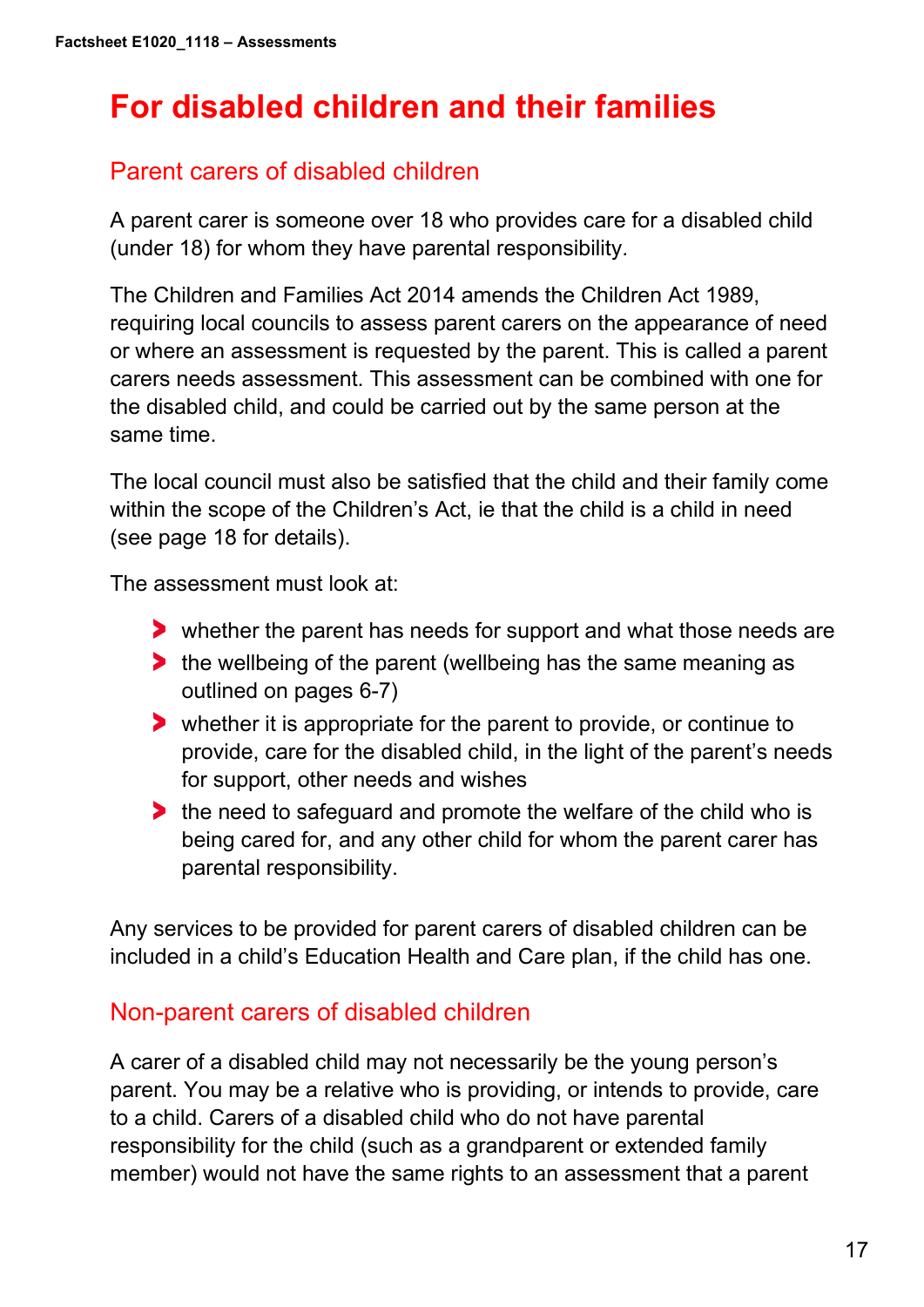# For disabled children and their families

## Parent carers of disabled children

A parent carer is someone over 18 who provides care for a disabled child (under 18) for whom they have parental responsibility.

The Children and Families Act 2014 amends the Children Act 1989, requiring local councils to assess parent carers on the appearance of need or where an assessment is requested by the parent. This is called a parent carers needs assessment. This assessment can be combined with one for the disabled child, and could be carried out by the same person at the same time.

The local council must also be satisfied that the child and their family come within the scope of the Children's Act, ie that the child is a child in need (see page 18 for details).

The assessment must look at:

- whether the parent has needs for support and what those needs are
- the wellbeing of the parent (wellbeing has the same meaning as outlined on pages 6-7)
- whether it is appropriate for the parent to provide, or continue to provide, care for the disabled child, in the light of the parent's needs for support, other needs and wishes
- the need to safeguard and promote the welfare of the child who is being cared for, and any other child for whom the parent carer has parental responsibility.

Any services to be provided for parent carers of disabled children can be included in a child's Education Health and Care plan, if the child has one.

## Non-parent carers of disabled children

A carer of a disabled child may not necessarily be the young person's parent. You may be a relative who is providing, or intends to provide, care to a child. Carers of a disabled child who do not have parental responsibility for the child (such as a grandparent or extended family member) would not have the same rights to an assessment that a parent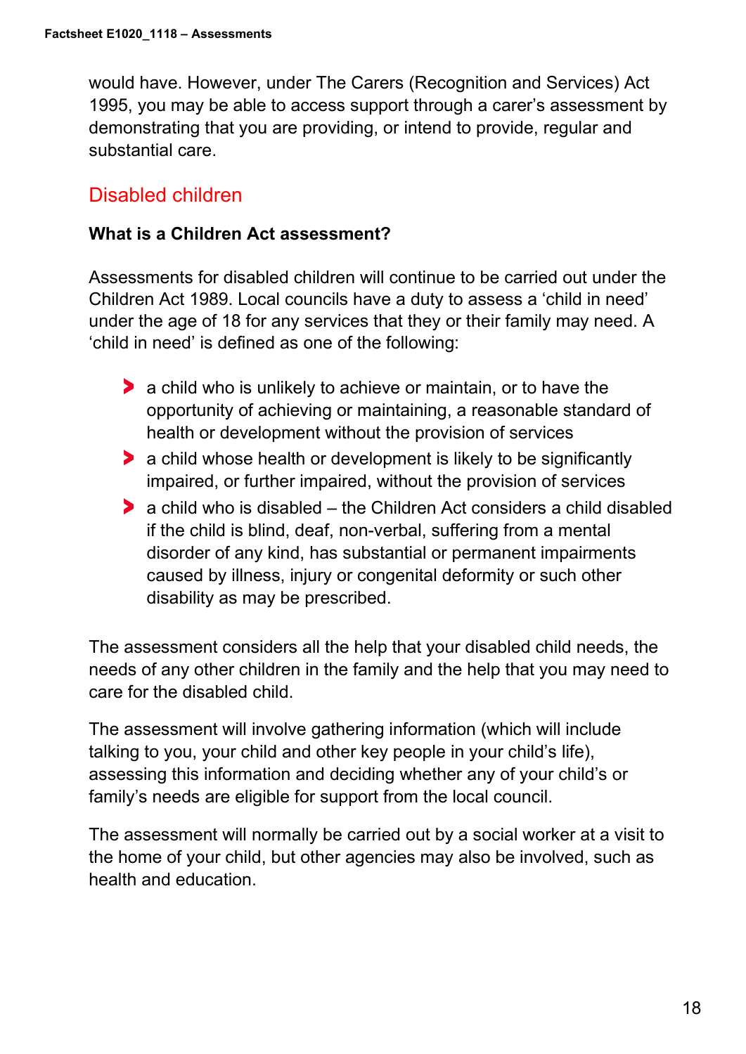would have. However, under The Carers (Recognition and Services) Act 1995, you may be able to access support through a carer's assessment by demonstrating that you are providing, or intend to provide, regular and substantial care.

## Disabled children

### What is a Children Act assessment?

Assessments for disabled children will continue to be carried out under the Children Act 1989. Local councils have a duty to assess a 'child in need' under the age of 18 for any services that they or their family may need. A 'child in need' is defined as one of the following:

- a child who is unlikely to achieve or maintain, or to have the opportunity of achieving or maintaining, a reasonable standard of health or development without the provision of services
- a child whose health or development is likely to be significantly impaired, or further impaired, without the provision of services
- a child who is disabled – the Children Act considers a child disabled if the child is blind, deaf, non-verbal, suffering from a mental disorder of any kind, has substantial or permanent impairments caused by illness, injury or congenital deformity or such other disability as may be prescribed.

The assessment considers all the help that your disabled child needs, the needs of any other children in the family and the help that you may need to care for the disabled child.

The assessment will involve gathering information (which will include talking to you, your child and other key people in your child's life), assessing this information and deciding whether any of your child's or family's needs are eligible for support from the local council.

The assessment will normally be carried out by a social worker at a visit to the home of your child, but other agencies may also be involved, such as health and education.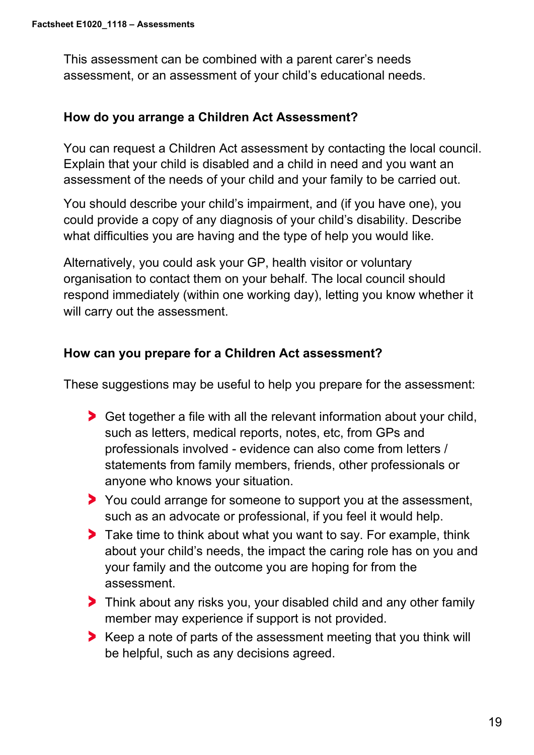This assessment can be combined with a parent carer's needs assessment, or an assessment of your child's educational needs.

### How do you arrange a Children Act Assessment?

You can request a Children Act assessment by contacting the local council. Explain that your child is disabled and a child in need and you want an assessment of the needs of your child and your family to be carried out.

You should describe your child's impairment, and (if you have one), you could provide a copy of any diagnosis of your child's disability. Describe what difficulties you are having and the type of help you would like.

Alternatively, you could ask your GP, health visitor or voluntary organisation to contact them on your behalf. The local council should respond immediately (within one working day), letting you know whether it will carry out the assessment.

### How can you prepare for a Children Act assessment?

These suggestions may be useful to help you prepare for the assessment:

- Get together a file with all the relevant information about your child, such as letters, medical reports, notes, etc, from GPs and professionals involved - evidence can also come from letters / statements from family members, friends, other professionals or anyone who knows your situation.
- You could arrange for someone to support you at the assessment, such as an advocate or professional, if you feel it would help.
- Take time to think about what you want to say. For example, think about your child's needs, the impact the caring role has on you and your family and the outcome you are hoping for from the assessment.
- Think about any risks you, your disabled child and any other family member may experience if support is not provided.
- Keep a note of parts of the assessment meeting that you think will be helpful, such as any decisions agreed.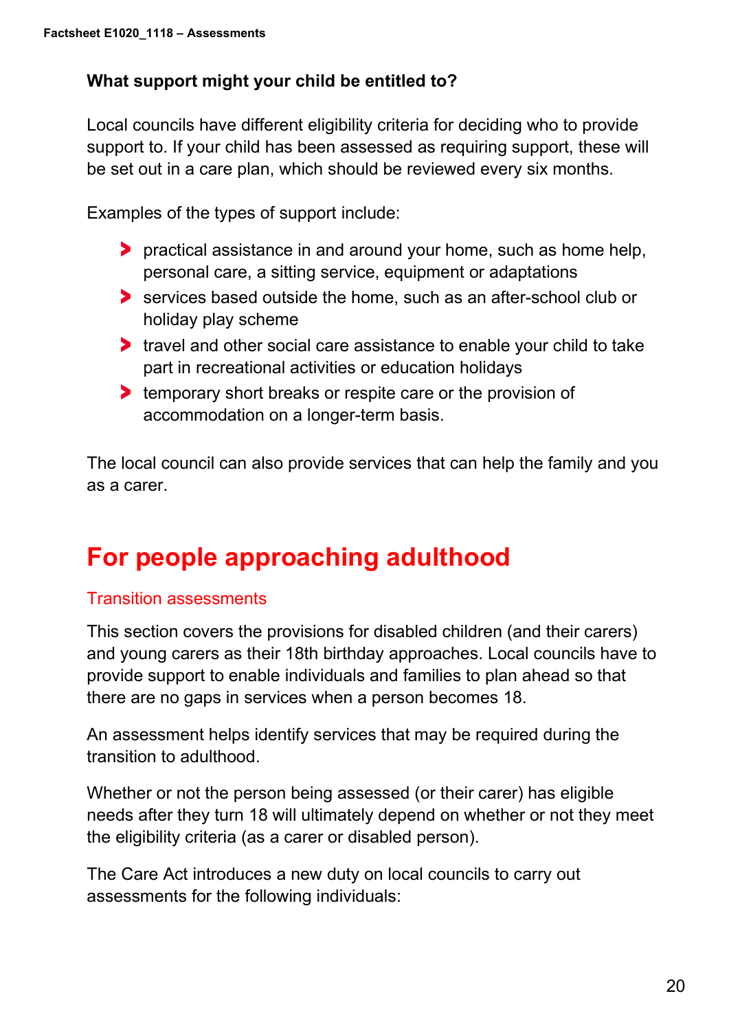### What support might your child be entitled to?

Local councils have different eligibility criteria for deciding who to provide support to. If your child has been assessed as requiring support, these will be set out in a care plan, which should be reviewed every six months.

Examples of the types of support include:

- practical assistance in and around your home, such as home help, personal care, a sitting service, equipment or adaptations
- services based outside the home, such as an after-school club or holiday play scheme
- travel and other social care assistance to enable your child to take part in recreational activities or education holidays
- temporary short breaks or respite care or the provision of accommodation on a longer-term basis.

The local council can also provide services that can help the family and you as a carer.

# For people approaching adulthood

## Transition assessments

This section covers the provisions for disabled children (and their carers) and young carers as their 18th birthday approaches. Local councils have to provide support to enable individuals and families to plan ahead so that there are no gaps in services when a person becomes 18.

An assessment helps identify services that may be required during the transition to adulthood.

Whether or not the person being assessed (or their carer) has eligible needs after they turn 18 will ultimately depend on whether or not they meet the eligibility criteria (as a carer or disabled person).

The Care Act introduces a new duty on local councils to carry out assessments for the following individuals: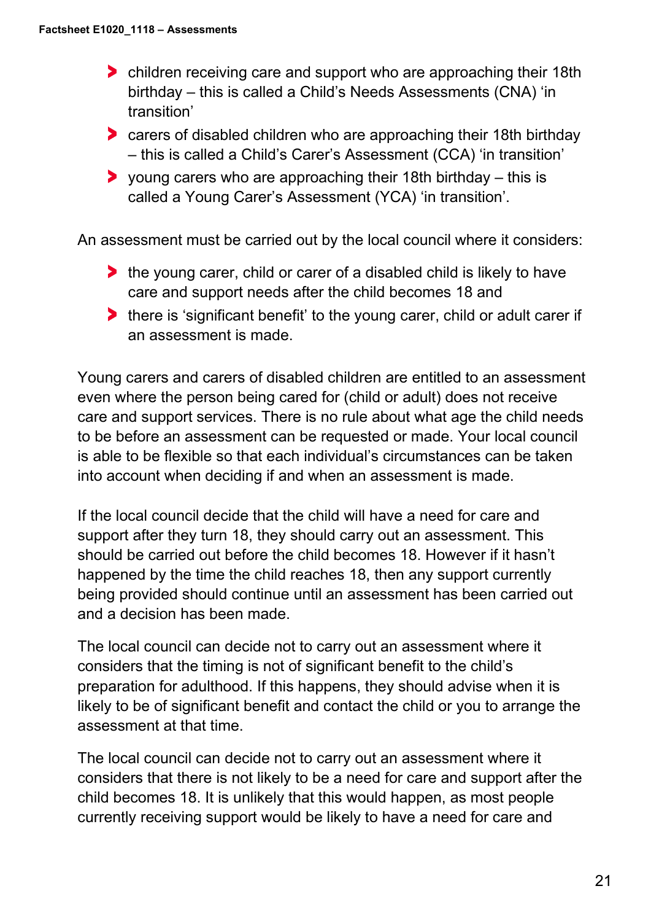- children receiving care and support who are approaching their 18th birthday – this is called a Child's Needs Assessments (CNA) 'in transition'
- carers of disabled children who are approaching their 18th birthday – this is called a Child's Carer's Assessment (CCA) 'in transition'
- young carers who are approaching their 18th birthday – this is called a Young Carer's Assessment (YCA) 'in transition'.

An assessment must be carried out by the local council where it considers:

- the young carer, child or carer of a disabled child is likely to have care and support needs after the child becomes 18 and
- there is 'significant benefit' to the young carer, child or adult carer if an assessment is made.

Young carers and carers of disabled children are entitled to an assessment even where the person being cared for (child or adult) does not receive care and support services. There is no rule about what age the child needs to be before an assessment can be requested or made. Your local council is able to be flexible so that each individual's circumstances can be taken into account when deciding if and when an assessment is made.

If the local council decide that the child will have a need for care and support after they turn 18, they should carry out an assessment. This should be carried out before the child becomes 18. However if it hasn't happened by the time the child reaches 18, then any support currently being provided should continue until an assessment has been carried out and a decision has been made.

The local council can decide not to carry out an assessment where it considers that the timing is not of significant benefit to the child's preparation for adulthood. If this happens, they should advise when it is likely to be of significant benefit and contact the child or you to arrange the assessment at that time.

The local council can decide not to carry out an assessment where it considers that there is not likely to be a need for care and support after the child becomes 18. It is unlikely that this would happen, as most people currently receiving support would be likely to have a need for care and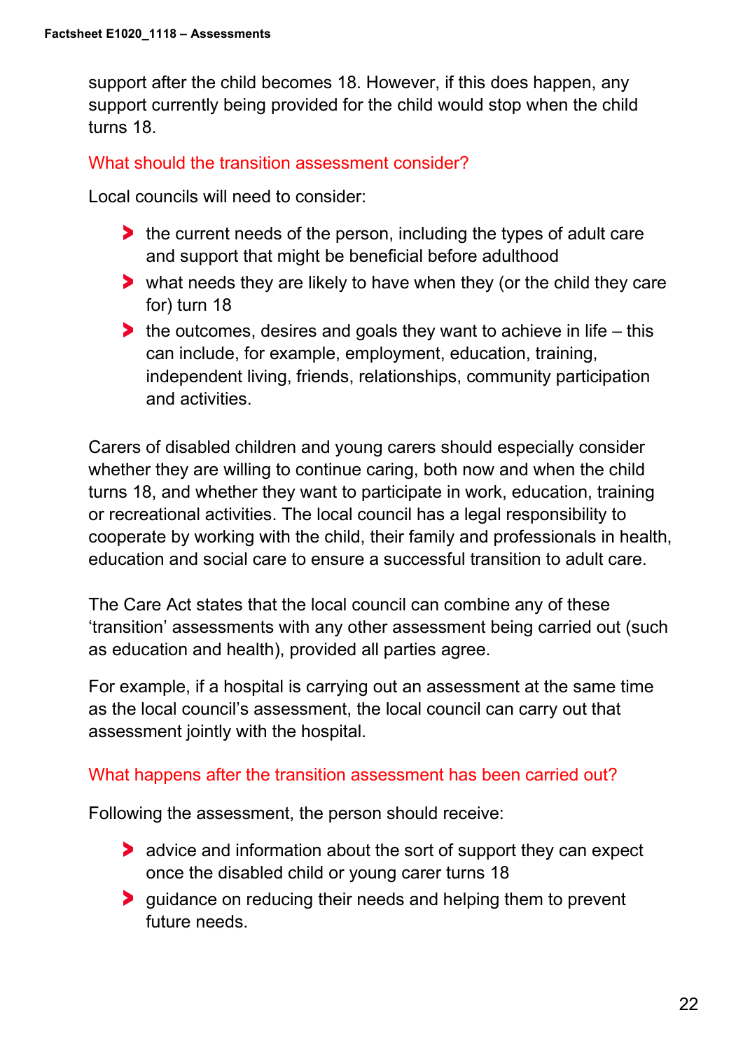support after the child becomes 18. However, if this does happen, any support currently being provided for the child would stop when the child turns 18.

## What should the transition assessment consider?

Local councils will need to consider:

- the current needs of the person, including the types of adult care and support that might be beneficial before adulthood
- what needs they are likely to have when they (or the child they care for) turn 18
- the outcomes, desires and goals they want to achieve in life – this can include, for example, employment, education, training, independent living, friends, relationships, community participation and activities.

Carers of disabled children and young carers should especially consider whether they are willing to continue caring, both now and when the child turns 18, and whether they want to participate in work, education, training or recreational activities. The local council has a legal responsibility to cooperate by working with the child, their family and professionals in health, education and social care to ensure a successful transition to adult care.

The Care Act states that the local council can combine any of these 'transition' assessments with any other assessment being carried out (such as education and health), provided all parties agree.

For example, if a hospital is carrying out an assessment at the same time as the local council's assessment, the local council can carry out that assessment jointly with the hospital.

## What happens after the transition assessment has been carried out?

Following the assessment, the person should receive:

- advice and information about the sort of support they can expect once the disabled child or young carer turns 18
- guidance on reducing their needs and helping them to prevent future needs.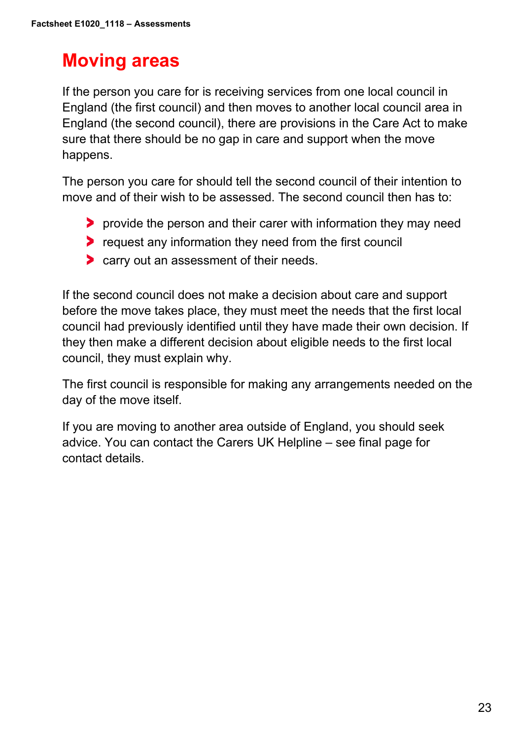## Moving areas

If the person you care for is receiving services from one local council in England (the first council) and then moves to another local council area in England (the second council), there are provisions in the Care Act to make sure that there should be no gap in care and support when the move happens.

The person you care for should tell the second council of their intention to move and of their wish to be assessed. The second council then has to:

- provide the person and their carer with information they may need
- request any information they need from the first council
- carry out an assessment of their needs.

If the second council does not make a decision about care and support before the move takes place, they must meet the needs that the first local council had previously identified until they have made their own decision. If they then make a different decision about eligible needs to the first local council, they must explain why.

The first council is responsible for making any arrangements needed on the day of the move itself.

If you are moving to another area outside of England, you should seek advice. You can contact the Carers UK Helpline – see final page for contact details.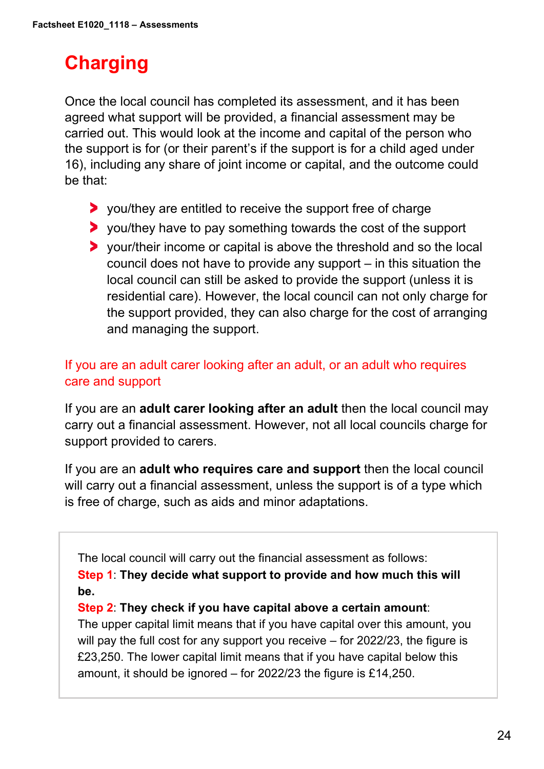# Charging

Once the local council has completed its assessment, and it has been agreed what support will be provided, a financial assessment may be carried out. This would look at the income and capital of the person who the support is for (or their parent's if the support is for a child aged under 16), including any share of joint income or capital, and the outcome could be that:

- you/they are entitled to receive the support free of charge
- you/they have to pay something towards the cost of the support
- your/their income or capital is above the threshold and so the local council does not have to provide any support – in this situation the local council can still be asked to provide the support (unless it is residential care). However, the local council can not only charge for the support provided, they can also charge for the cost of arranging and managing the support.

## If you are an adult carer looking after an adult, or an adult who requires care and support

If you are an **adult carer looking after an adult** then the local council may carry out a financial assessment. However, not all local councils charge for support provided to carers.

If you are an **adult who requires care and support** then the local council will carry out a financial assessment, unless the support is of a type which is free of charge, such as aids and minor adaptations.

> The local council will carry out the financial assessment as follows:
> **Step 1**: **They decide what support to provide and how much this will be.**
> **Step 2**: **They check if you have capital above a certain amount**:
> The upper capital limit means that if you have capital over this amount, you will pay the full cost for any support you receive – for 2022/23, the figure is £23,250. The lower capital limit means that if you have capital below this amount, it should be ignored – for 2022/23 the figure is £14,250.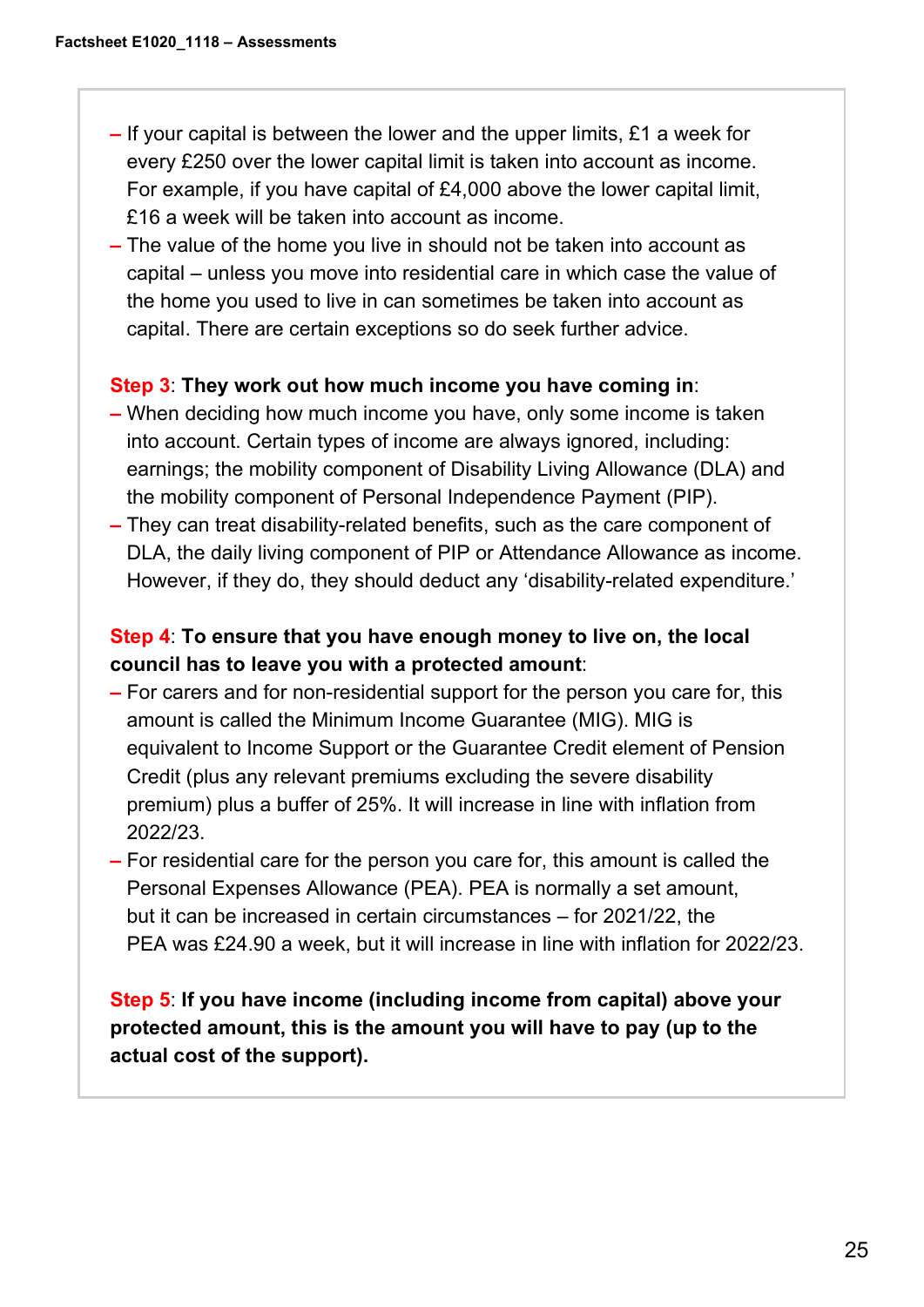- If your capital is between the lower and the upper limits, £1 a week for every £250 over the lower capital limit is taken into account as income. For example, if you have capital of £4,000 above the lower capital limit, £16 a week will be taken into account as income.
- The value of the home you live in should not be taken into account as capital – unless you move into residential care in which case the value of the home you used to live in can sometimes be taken into account as capital. There are certain exceptions so do seek further advice.

**Step 3**: **They work out how much income you have coming in**:

- When deciding how much income you have, only some income is taken into account. Certain types of income are always ignored, including: earnings; the mobility component of Disability Living Allowance (DLA) and the mobility component of Personal Independence Payment (PIP).
- They can treat disability-related benefits, such as the care component of DLA, the daily living component of PIP or Attendance Allowance as income. However, if they do, they should deduct any 'disability-related expenditure.'

**Step 4**: **To ensure that you have enough money to live on, the local council has to leave you with a protected amount**:

- For carers and for non-residential support for the person you care for, this amount is called the Minimum Income Guarantee (MIG). MIG is equivalent to Income Support or the Guarantee Credit element of Pension Credit (plus any relevant premiums excluding the severe disability premium) plus a buffer of 25%. It will increase in line with inflation from 2022/23.
- For residential care for the person you care for, this amount is called the Personal Expenses Allowance (PEA). PEA is normally a set amount, but it can be increased in certain circumstances – for 2021/22, the PEA was £24.90 a week, but it will increase in line with inflation for 2022/23.

**Step 5**: **If you have income (including income from capital) above your protected amount, this is the amount you will have to pay (up to the actual cost of the support).**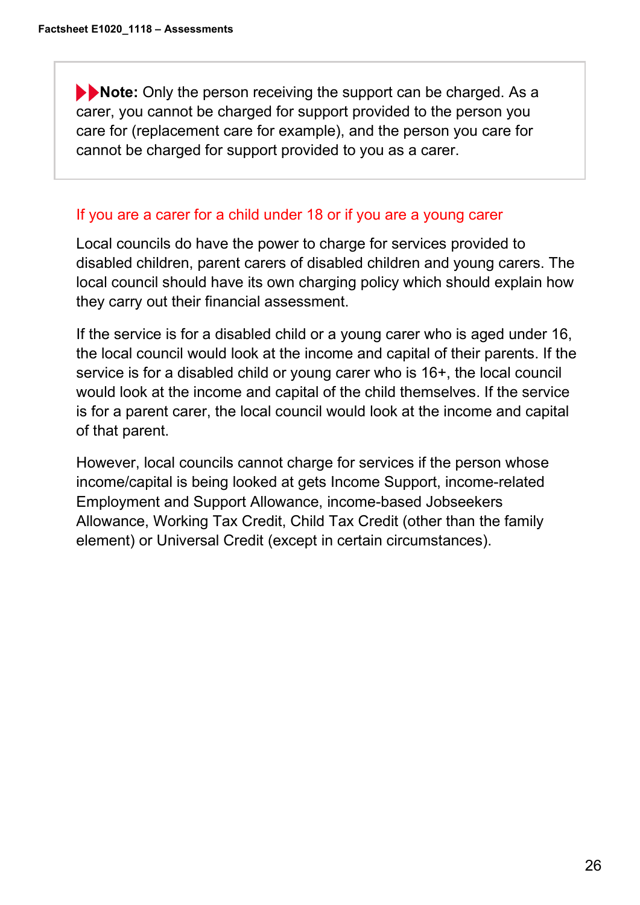> **Note:** Only the person receiving the support can be charged. As a carer, you cannot be charged for support provided to the person you care for (replacement care for example), and the person you care for cannot be charged for support provided to you as a carer.

### If you are a carer for a child under 18 or if you are a young carer

Local councils do have the power to charge for services provided to disabled children, parent carers of disabled children and young carers. The local council should have its own charging policy which should explain how they carry out their financial assessment.

If the service is for a disabled child or a young carer who is aged under 16, the local council would look at the income and capital of their parents. If the service is for a disabled child or young carer who is 16+, the local council would look at the income and capital of the child themselves. If the service is for a parent carer, the local council would look at the income and capital of that parent.

However, local councils cannot charge for services if the person whose income/capital is being looked at gets Income Support, income-related Employment and Support Allowance, income-based Jobseekers Allowance, Working Tax Credit, Child Tax Credit (other than the family element) or Universal Credit (except in certain circumstances).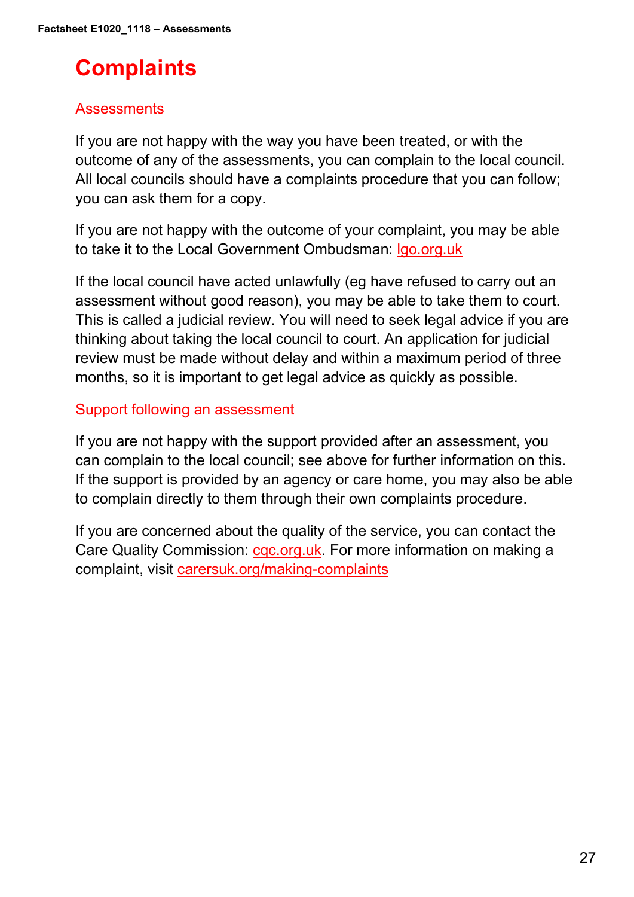# Complaints

## Assessments

If you are not happy with the way you have been treated, or with the outcome of any of the assessments, you can complain to the local council. All local councils should have a complaints procedure that you can follow; you can ask them for a copy.

If you are not happy with the outcome of your complaint, you may be able to take it to the Local Government Ombudsman: lgo.org.uk

If the local council have acted unlawfully (eg have refused to carry out an assessment without good reason), you may be able to take them to court. This is called a judicial review. You will need to seek legal advice if you are thinking about taking the local council to court. An application for judicial review must be made without delay and within a maximum period of three months, so it is important to get legal advice as quickly as possible.

## Support following an assessment

If you are not happy with the support provided after an assessment, you can complain to the local council; see above for further information on this. If the support is provided by an agency or care home, you may also be able to complain directly to them through their own complaints procedure.

If you are concerned about the quality of the service, you can contact the Care Quality Commission: cqc.org.uk. For more information on making a complaint, visit carersuk.org/making-complaints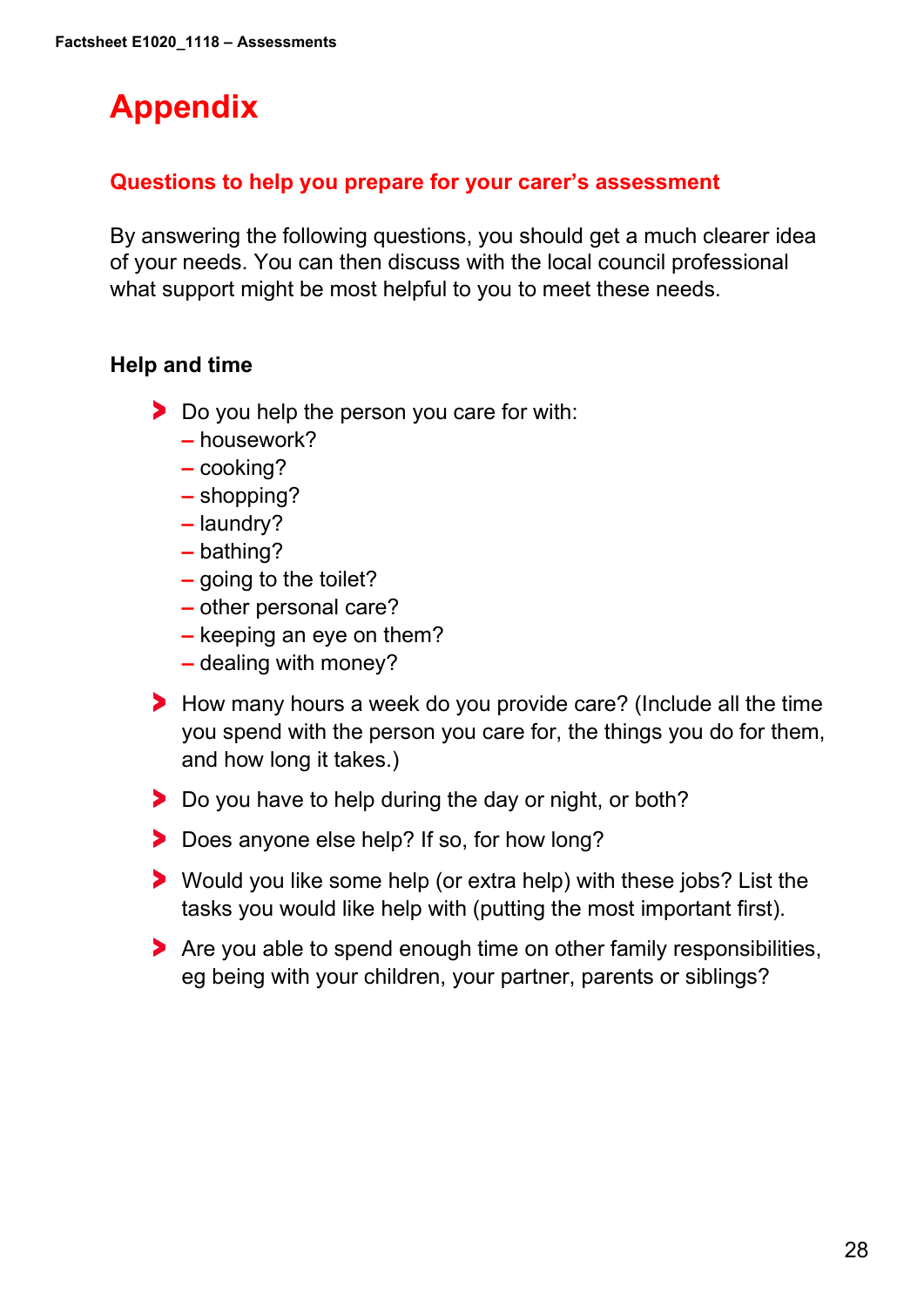# Appendix

## Questions to help you prepare for your carer's assessment

By answering the following questions, you should get a much clearer idea of your needs. You can then discuss with the local council professional what support might be most helpful to you to meet these needs.

### Help and time

- Do you help the person you care for with:
  - housework?
  - cooking?
  - shopping?
  - laundry?
  - bathing?
  - going to the toilet?
  - other personal care?
  - keeping an eye on them?
  - dealing with money?
- How many hours a week do you provide care? (Include all the time you spend with the person you care for, the things you do for them, and how long it takes.)
- Do you have to help during the day or night, or both?
- Does anyone else help? If so, for how long?
- Would you like some help (or extra help) with these jobs? List the tasks you would like help with (putting the most important first).
- Are you able to spend enough time on other family responsibilities, eg being with your children, your partner, parents or siblings?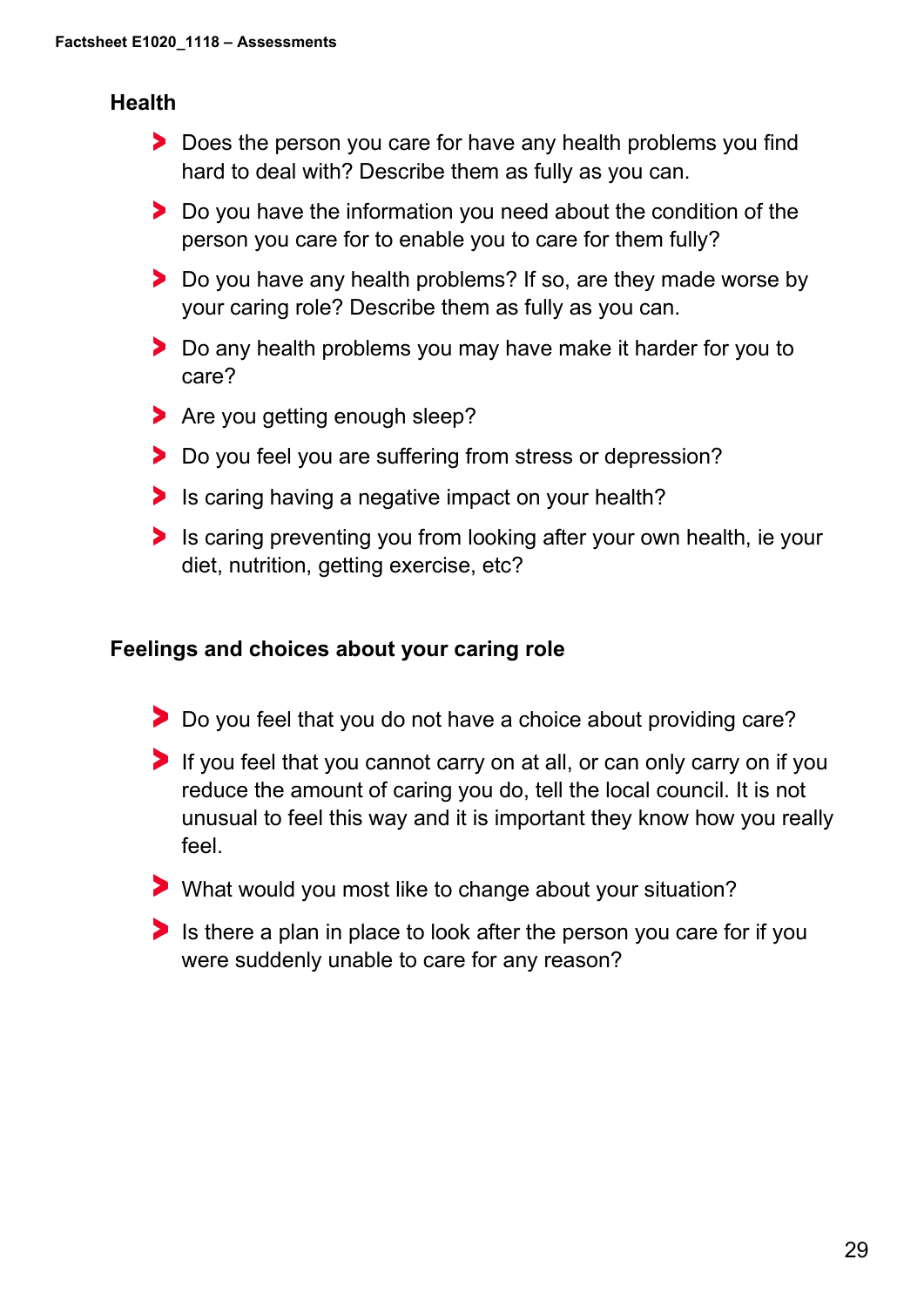## Health

- Does the person you care for have any health problems you find hard to deal with? Describe them as fully as you can.
- Do you have the information you need about the condition of the person you care for to enable you to care for them fully?
- Do you have any health problems? If so, are they made worse by your caring role? Describe them as fully as you can.
- Do any health problems you may have make it harder for you to care?
- Are you getting enough sleep?
- Do you feel you are suffering from stress or depression?
- Is caring having a negative impact on your health?
- Is caring preventing you from looking after your own health, ie your diet, nutrition, getting exercise, etc?

## Feelings and choices about your caring role

- Do you feel that you do not have a choice about providing care?
- If you feel that you cannot carry on at all, or can only carry on if you reduce the amount of caring you do, tell the local council. It is not unusual to feel this way and it is important they know how you really feel.
- What would you most like to change about your situation?
- Is there a plan in place to look after the person you care for if you were suddenly unable to care for any reason?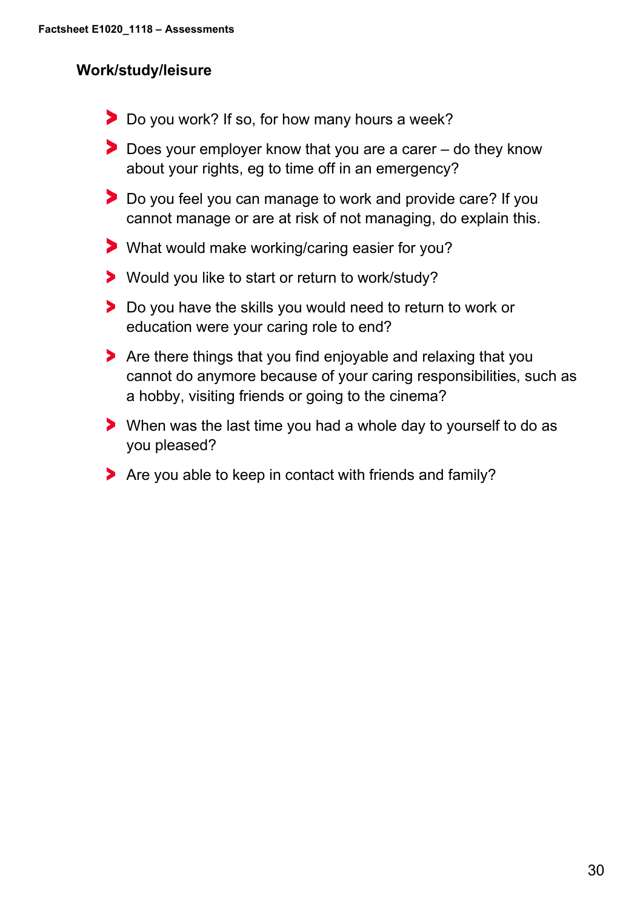### Work/study/leisure

- Do you work? If so, for how many hours a week?
- Does your employer know that you are a carer – do they know about your rights, eg to time off in an emergency?
- Do you feel you can manage to work and provide care? If you cannot manage or are at risk of not managing, do explain this.
- What would make working/caring easier for you?
- Would you like to start or return to work/study?
- Do you have the skills you would need to return to work or education were your caring role to end?
- Are there things that you find enjoyable and relaxing that you cannot do anymore because of your caring responsibilities, such as a hobby, visiting friends or going to the cinema?
- When was the last time you had a whole day to yourself to do as you pleased?
- Are you able to keep in contact with friends and family?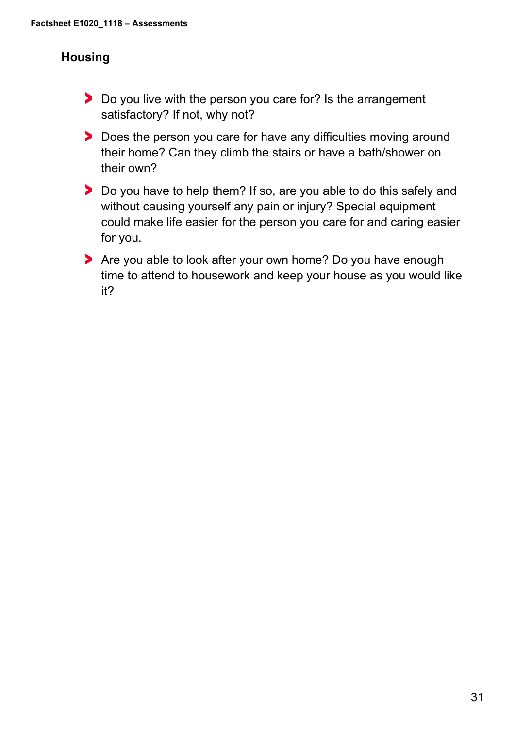## Housing

- Do you live with the person you care for? Is the arrangement satisfactory? If not, why not?
- Does the person you care for have any difficulties moving around their home? Can they climb the stairs or have a bath/shower on their own?
- Do you have to help them? If so, are you able to do this safely and without causing yourself any pain or injury? Special equipment could make life easier for the person you care for and caring easier for you.
- Are you able to look after your own home? Do you have enough time to attend to housework and keep your house as you would like it?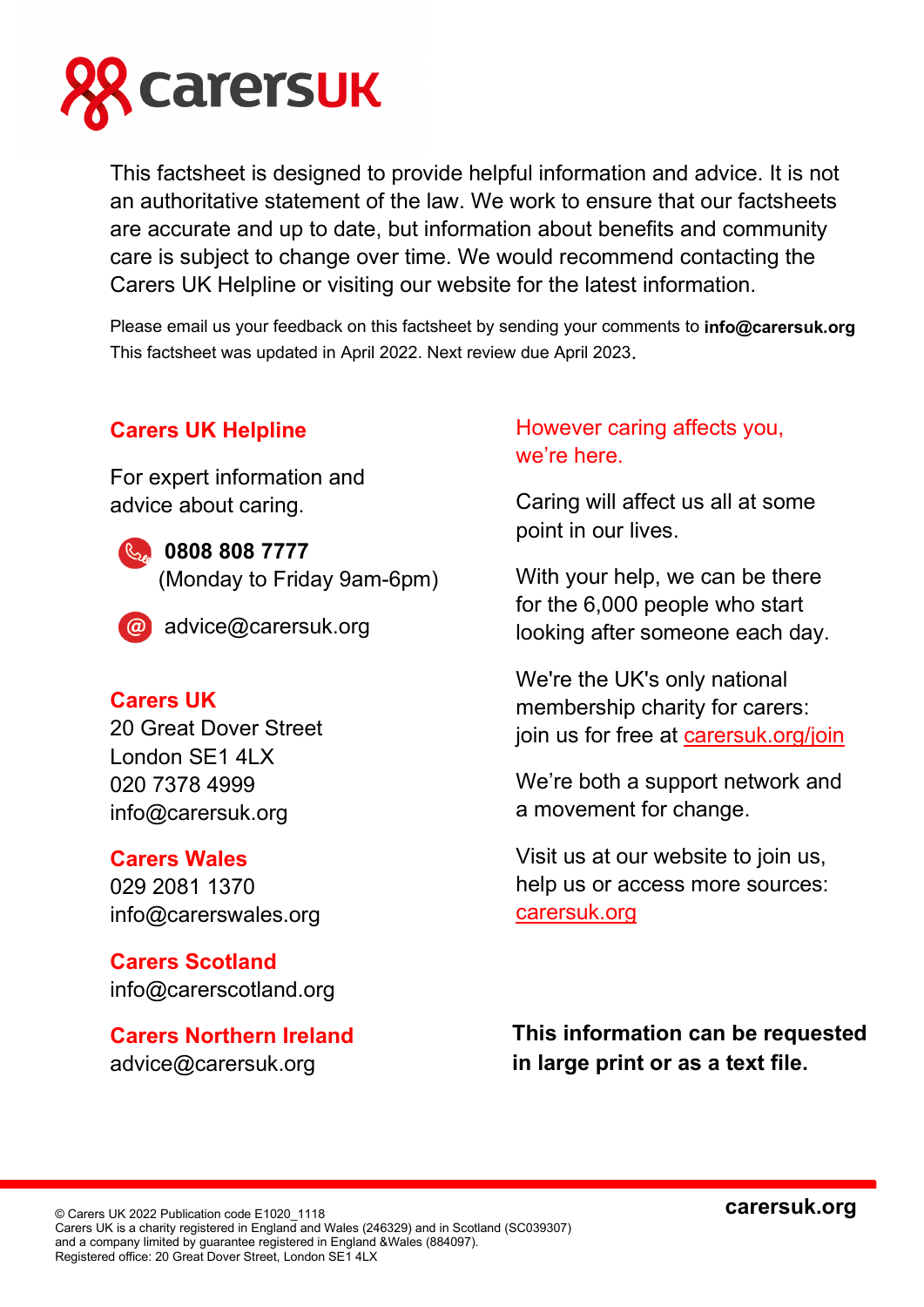# carersUK

This factsheet is designed to provide helpful information and advice. It is not an authoritative statement of the law. We work to ensure that our factsheets are accurate and up to date, but information about benefits and community care is subject to change over time. We would recommend contacting the Carers UK Helpline or visiting our website for the latest information.

Please email us your feedback on this factsheet by sending your comments to **info@carersuk.org**
This factsheet was updated in April 2022. Next review due April 2023.

## Carers UK Helpline

For expert information and advice about caring.

**0808 808 7777**
(Monday to Friday 9am-6pm)

advice@carersuk.org

## Carers UK

20 Great Dover Street
London SE1 4LX
020 7378 4999
info@carersuk.org

## Carers Wales

029 2081 1370
info@carerswales.org

## Carers Scotland

info@carerscotland.org

## Carers Northern Ireland

advice@carersuk.org

However caring affects you, we're here.

Caring will affect us all at some point in our lives.

With your help, we can be there for the 6,000 people who start looking after someone each day.

We're the UK's only national membership charity for carers: join us for free at carersuk.org/join

We're both a support network and a movement for change.

Visit us at our website to join us, help us or access more sources: carersuk.org

**This information can be requested in large print or as a text file.**

© Carers UK 2022 Publication code E1020_1118
Carers UK is a charity registered in England and Wales (246329) and in Scotland (SC039307) and a company limited by guarantee registered in England &Wales (884097).
Registered office: 20 Great Dover Street, London SE1 4LX

**carersuk.org**